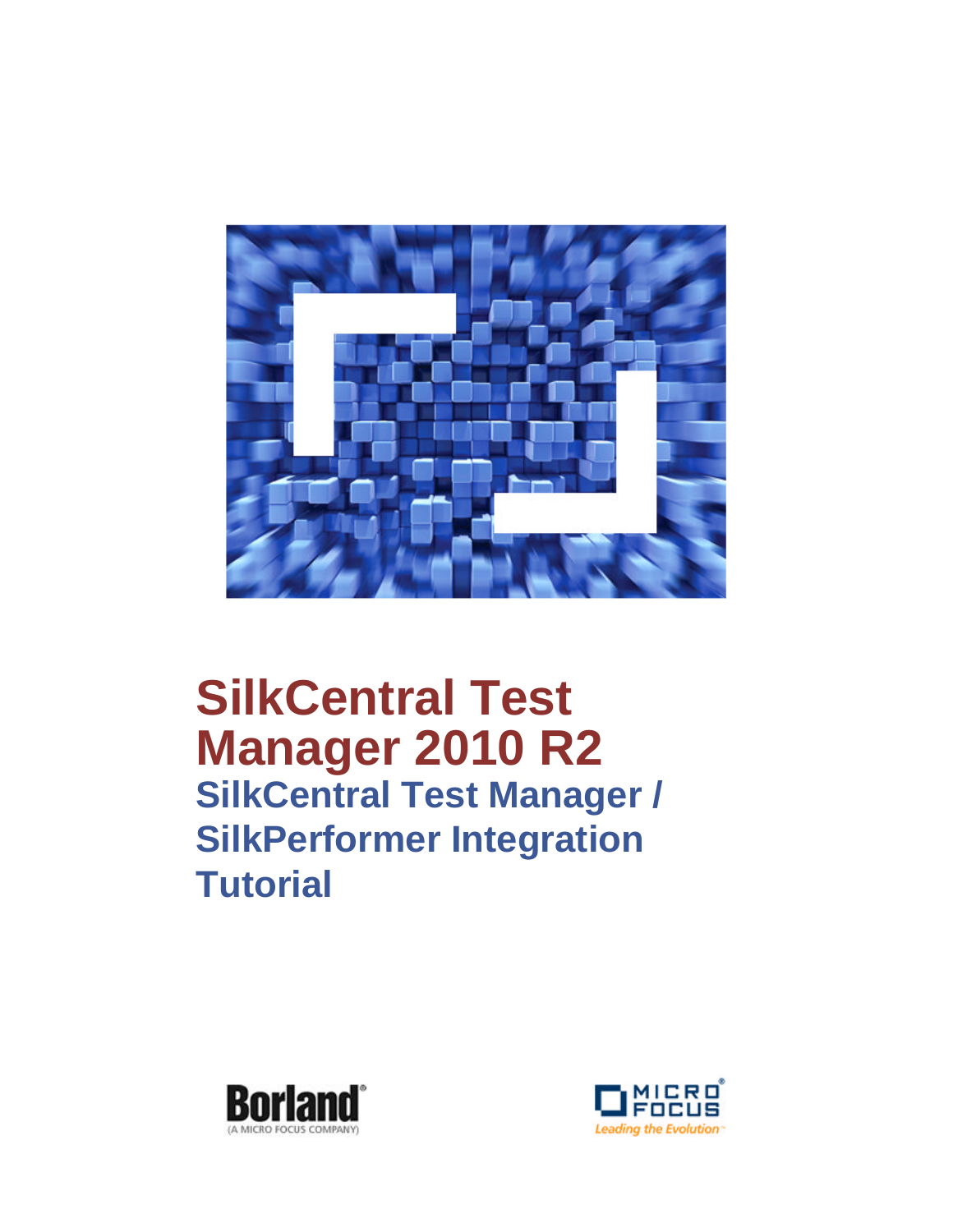# SilkCentral Test Manager 2010 R2

## SilkCentral Test Manager / SilkPerformer Integration Tutorial

Borland®
(A MICRO FOCUS COMPANY)

MICRO FOCUS®
Leading the Evolution™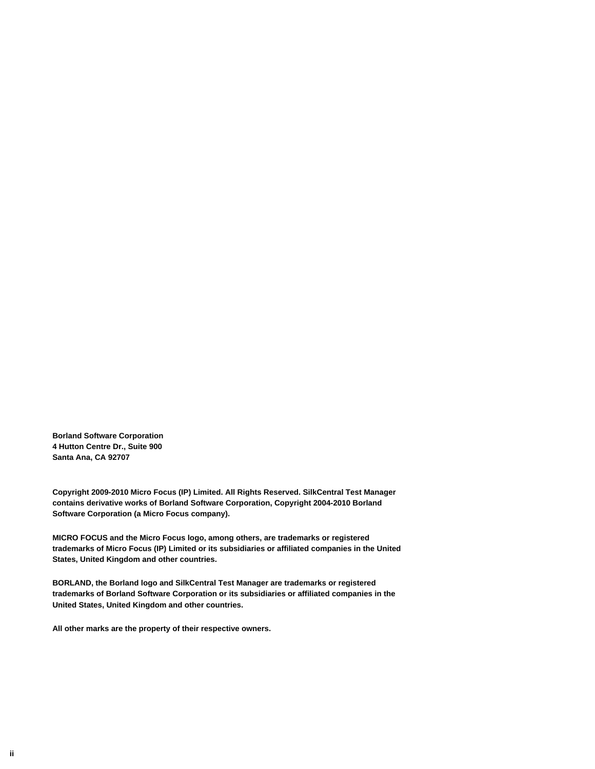**Borland Software Corporation**
**4 Hutton Centre Dr., Suite 900**
**Santa Ana, CA 92707**

**Copyright 2009-2010 Micro Focus (IP) Limited. All Rights Reserved. SilkCentral Test Manager contains derivative works of Borland Software Corporation, Copyright 2004-2010 Borland Software Corporation (a Micro Focus company).**

**MICRO FOCUS and the Micro Focus logo, among others, are trademarks or registered trademarks of Micro Focus (IP) Limited or its subsidiaries or affiliated companies in the United States, United Kingdom and other countries.**

**BORLAND, the Borland logo and SilkCentral Test Manager are trademarks or registered trademarks of Borland Software Corporation or its subsidiaries or affiliated companies in the United States, United Kingdom and other countries.**

**All other marks are the property of their respective owners.**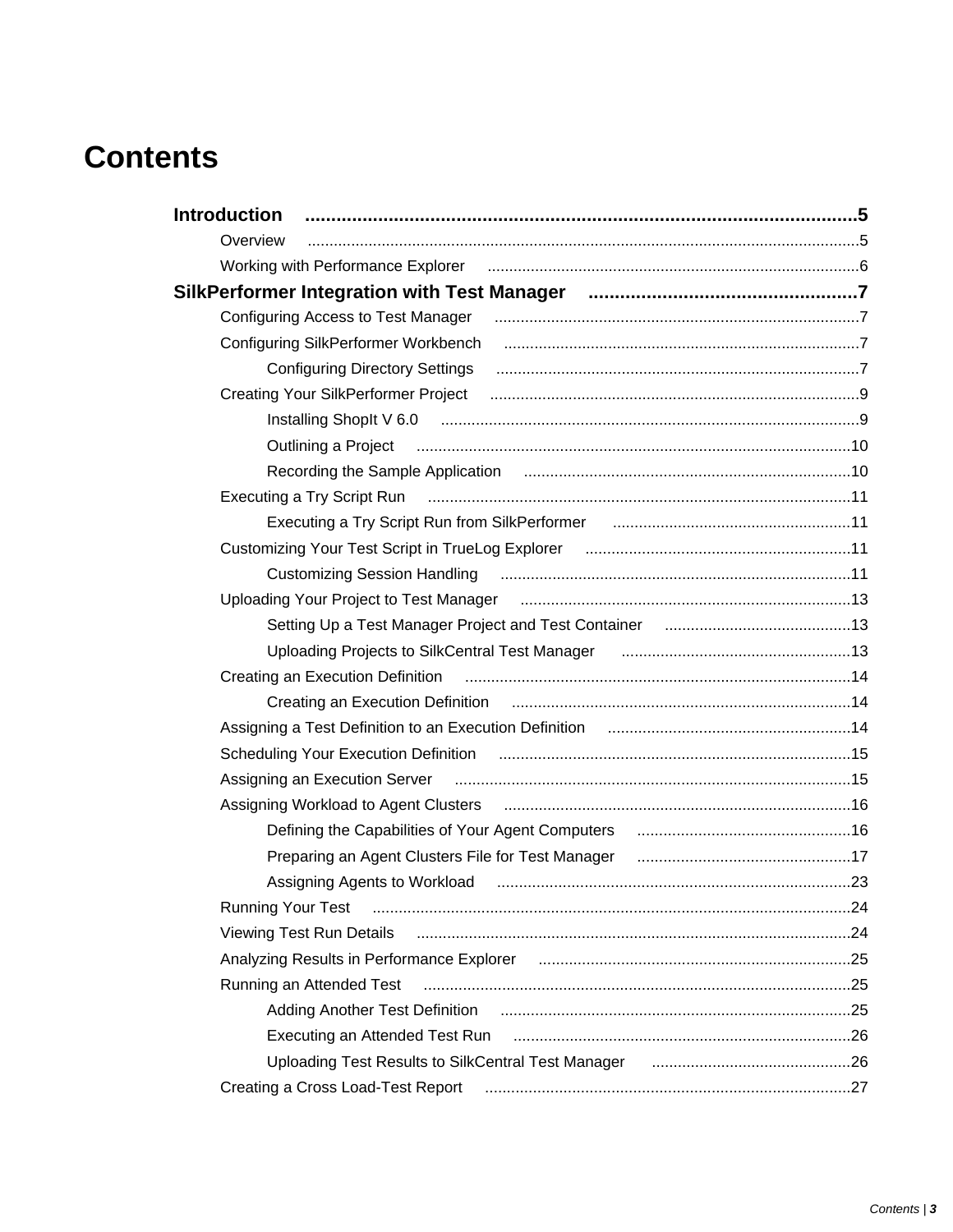# Contents

**Introduction** .......................................................... **5**

- Overview .......................................................... 5
- Working with Performance Explorer .......................................................... 6

**SilkPerformer Integration with Test Manager** .......................................................... **7**

- Configuring Access to Test Manager .......................................................... 7
- Configuring SilkPerformer Workbench .......................................................... 7
  - Configuring Directory Settings .......................................................... 7
- Creating Your SilkPerformer Project .......................................................... 9
  - Installing ShopIt V 6.0 .......................................................... 9
  - Outlining a Project .......................................................... 10
  - Recording the Sample Application .......................................................... 10
- Executing a Try Script Run .......................................................... 11
  - Executing a Try Script Run from SilkPerformer .......................................................... 11
- Customizing Your Test Script in TrueLog Explorer .......................................................... 11
  - Customizing Session Handling .......................................................... 11
- Uploading Your Project to Test Manager .......................................................... 13
  - Setting Up a Test Manager Project and Test Container .......................................................... 13
  - Uploading Projects to SilkCentral Test Manager .......................................................... 13
- Creating an Execution Definition .......................................................... 14
  - Creating an Execution Definition .......................................................... 14
- Assigning a Test Definition to an Execution Definition .......................................................... 14
- Scheduling Your Execution Definition .......................................................... 15
- Assigning an Execution Server .......................................................... 15
- Assigning Workload to Agent Clusters .......................................................... 16
  - Defining the Capabilities of Your Agent Computers .......................................................... 16
  - Preparing an Agent Clusters File for Test Manager .......................................................... 17
  - Assigning Agents to Workload .......................................................... 23
- Running Your Test .......................................................... 24
- Viewing Test Run Details .......................................................... 24
- Analyzing Results in Performance Explorer .......................................................... 25
- Running an Attended Test .......................................................... 25
  - Adding Another Test Definition .......................................................... 25
  - Executing an Attended Test Run .......................................................... 26
  - Uploading Test Results to SilkCentral Test Manager .......................................................... 26
- Creating a Cross Load-Test Report .......................................................... 27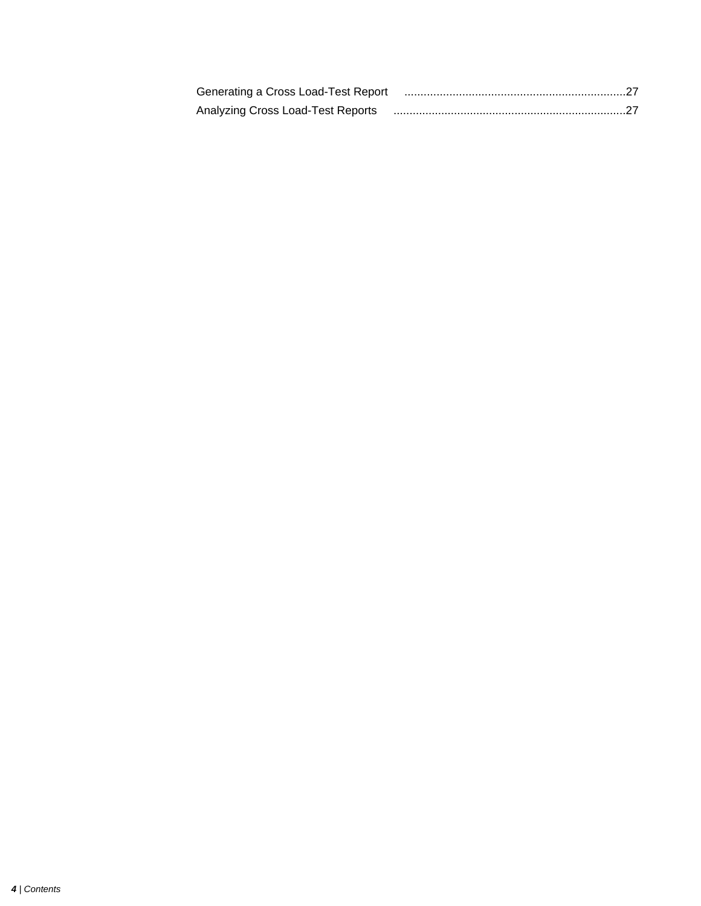Generating a Cross Load-Test Report .....................................................................27

Analyzing Cross Load-Test Reports .........................................................................27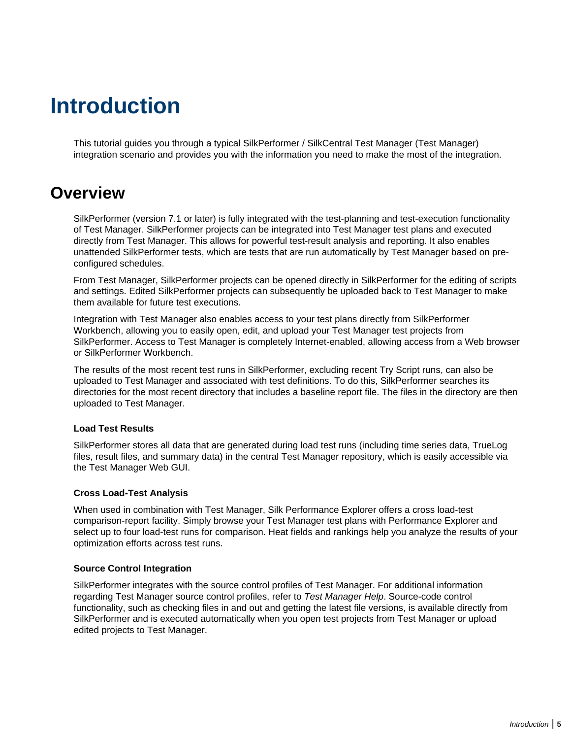# Introduction

This tutorial guides you through a typical SilkPerformer / SilkCentral Test Manager (Test Manager) integration scenario and provides you with the information you need to make the most of the integration.

## Overview

SilkPerformer (version 7.1 or later) is fully integrated with the test-planning and test-execution functionality of Test Manager. SilkPerformer projects can be integrated into Test Manager test plans and executed directly from Test Manager. This allows for powerful test-result analysis and reporting. It also enables unattended SilkPerformer tests, which are tests that are run automatically by Test Manager based on pre-configured schedules.

From Test Manager, SilkPerformer projects can be opened directly in SilkPerformer for the editing of scripts and settings. Edited SilkPerformer projects can subsequently be uploaded back to Test Manager to make them available for future test executions.

Integration with Test Manager also enables access to your test plans directly from SilkPerformer Workbench, allowing you to easily open, edit, and upload your Test Manager test projects from SilkPerformer. Access to Test Manager is completely Internet-enabled, allowing access from a Web browser or SilkPerformer Workbench.

The results of the most recent test runs in SilkPerformer, excluding recent Try Script runs, can also be uploaded to Test Manager and associated with test definitions. To do this, SilkPerformer searches its directories for the most recent directory that includes a baseline report file. The files in the directory are then uploaded to Test Manager.

#### Load Test Results

SilkPerformer stores all data that are generated during load test runs (including time series data, TrueLog files, result files, and summary data) in the central Test Manager repository, which is easily accessible via the Test Manager Web GUI.

#### Cross Load-Test Analysis

When used in combination with Test Manager, Silk Performance Explorer offers a cross load-test comparison-report facility. Simply browse your Test Manager test plans with Performance Explorer and select up to four load-test runs for comparison. Heat fields and rankings help you analyze the results of your optimization efforts across test runs.

#### Source Control Integration

SilkPerformer integrates with the source control profiles of Test Manager. For additional information regarding Test Manager source control profiles, refer to *Test Manager Help*. Source-code control functionality, such as checking files in and out and getting the latest file versions, is available directly from SilkPerformer and is executed automatically when you open test projects from Test Manager or upload edited projects to Test Manager.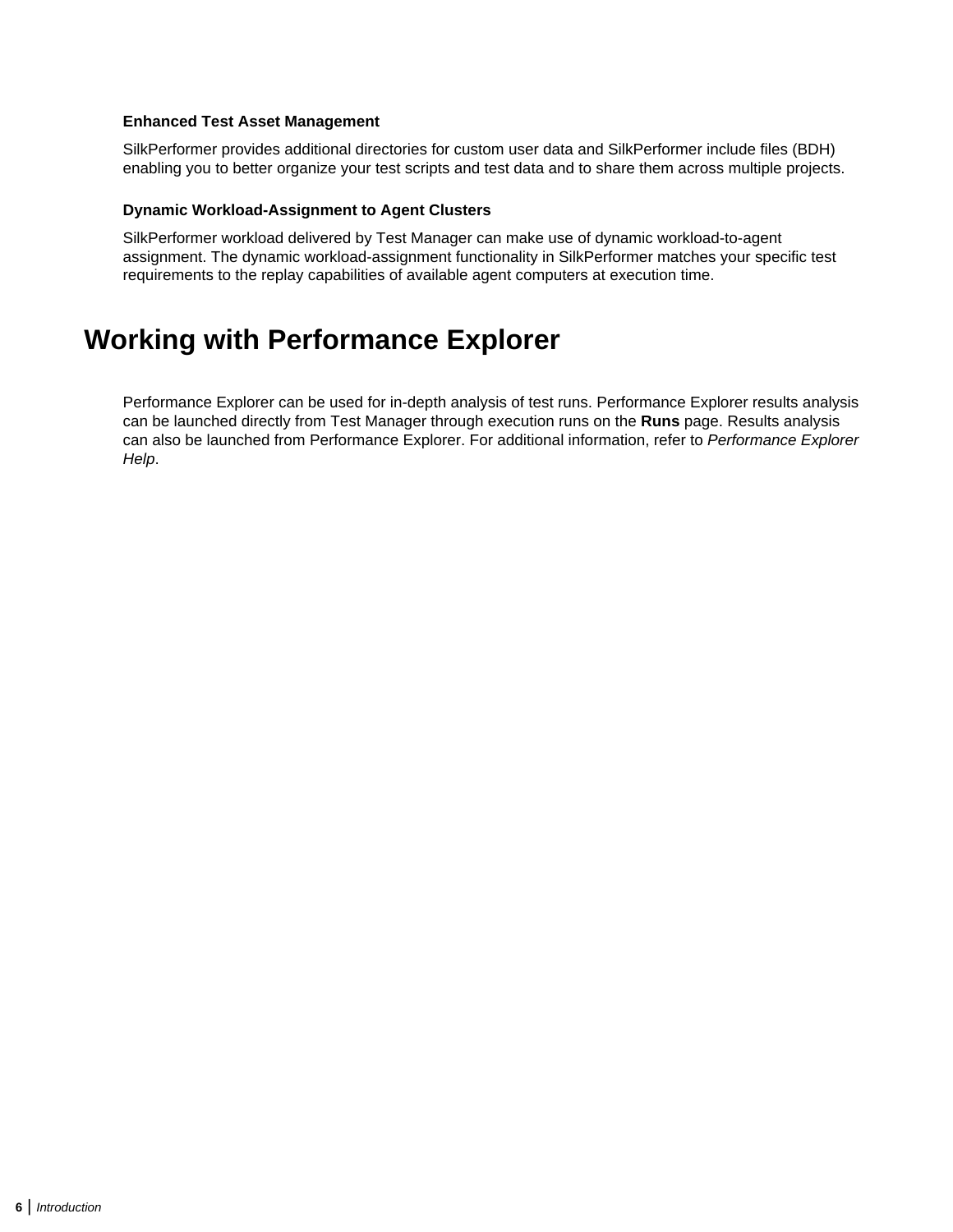### Enhanced Test Asset Management

SilkPerformer provides additional directories for custom user data and SilkPerformer include files (BDH) enabling you to better organize your test scripts and test data and to share them across multiple projects.

### Dynamic Workload-Assignment to Agent Clusters

SilkPerformer workload delivered by Test Manager can make use of dynamic workload-to-agent assignment. The dynamic workload-assignment functionality in SilkPerformer matches your specific test requirements to the replay capabilities of available agent computers at execution time.

## Working with Performance Explorer

Performance Explorer can be used for in-depth analysis of test runs. Performance Explorer results analysis can be launched directly from Test Manager through execution runs on the **Runs** page. Results analysis can also be launched from Performance Explorer. For additional information, refer to *Performance Explorer Help*.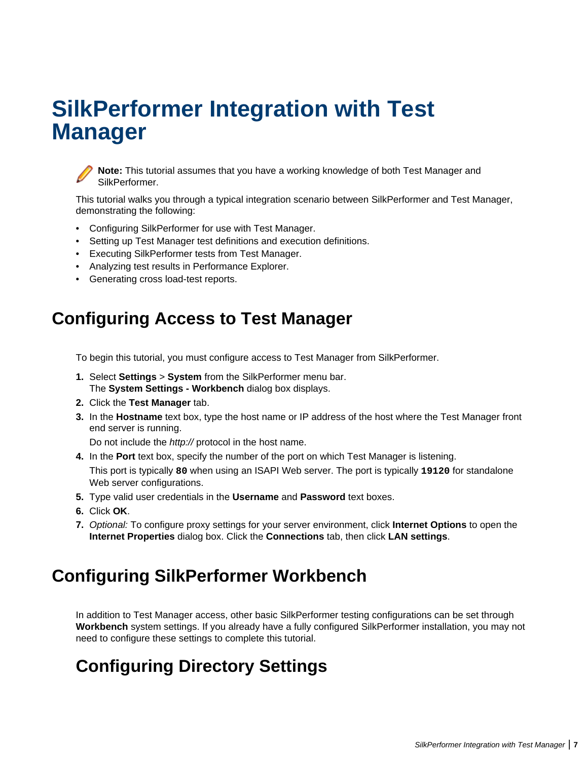# SilkPerformer Integration with Test Manager

**Note:** This tutorial assumes that you have a working knowledge of both Test Manager and SilkPerformer.

This tutorial walks you through a typical integration scenario between SilkPerformer and Test Manager, demonstrating the following:

- Configuring SilkPerformer for use with Test Manager.
- Setting up Test Manager test definitions and execution definitions.
- Executing SilkPerformer tests from Test Manager.
- Analyzing test results in Performance Explorer.
- Generating cross load-test reports.

## Configuring Access to Test Manager

To begin this tutorial, you must configure access to Test Manager from SilkPerformer.

1. Select **Settings** > **System** from the SilkPerformer menu bar.
   The **System Settings - Workbench** dialog box displays.
2. Click the **Test Manager** tab.
3. In the **Hostname** text box, type the host name or IP address of the host where the Test Manager front end server is running.

   Do not include the *http://* protocol in the host name.
4. In the **Port** text box, specify the number of the port on which Test Manager is listening.

   This port is typically `80` when using an ISAPI Web server. The port is typically `19120` for standalone Web server configurations.
5. Type valid user credentials in the **Username** and **Password** text boxes.
6. Click **OK**.
7. *Optional:* To configure proxy settings for your server environment, click **Internet Options** to open the **Internet Properties** dialog box. Click the **Connections** tab, then click **LAN settings**.

## Configuring SilkPerformer Workbench

In addition to Test Manager access, other basic SilkPerformer testing configurations can be set through **Workbench** system settings. If you already have a fully configured SilkPerformer installation, you may not need to configure these settings to complete this tutorial.

### Configuring Directory Settings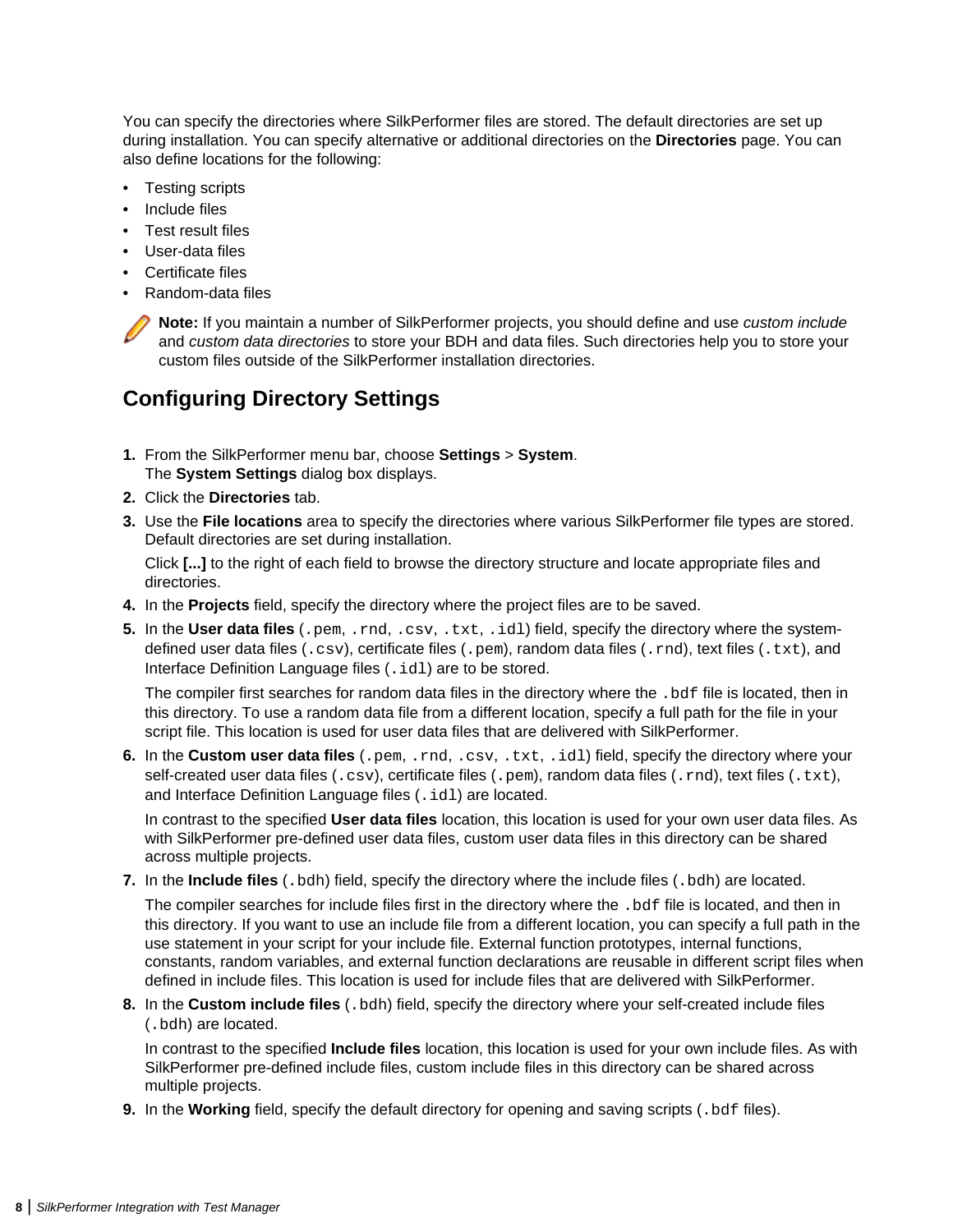You can specify the directories where SilkPerformer files are stored. The default directories are set up during installation. You can specify alternative or additional directories on the **Directories** page. You can also define locations for the following:

- Testing scripts
- Include files
- Test result files
- User-data files
- Certificate files
- Random-data files

**Note:** If you maintain a number of SilkPerformer projects, you should define and use *custom include* and *custom data directories* to store your BDH and data files. Such directories help you to store your custom files outside of the SilkPerformer installation directories.

## Configuring Directory Settings

1. From the SilkPerformer menu bar, choose **Settings** > **System**.
   The **System Settings** dialog box displays.
2. Click the **Directories** tab.
3. Use the **File locations** area to specify the directories where various SilkPerformer file types are stored. Default directories are set during installation.

   Click **[...]** to the right of each field to browse the directory structure and locate appropriate files and directories.
4. In the **Projects** field, specify the directory where the project files are to be saved.
5. In the **User data files** (`.pem`, `.rnd`, `.csv`, `.txt`, `.idl`) field, specify the directory where the system-defined user data files (`.csv`), certificate files (`.pem`), random data files (`.rnd`), text files (`.txt`), and Interface Definition Language files (`.idl`) are to be stored.

   The compiler first searches for random data files in the directory where the `.bdf` file is located, then in this directory. To use a random data file from a different location, specify a full path for the file in your script file. This location is used for user data files that are delivered with SilkPerformer.
6. In the **Custom user data files** (`.pem`, `.rnd`, `.csv`, `.txt`, `.idl`) field, specify the directory where your self-created user data files (`.csv`), certificate files (`.pem`), random data files (`.rnd`), text files (`.txt`), and Interface Definition Language files (`.idl`) are located.

   In contrast to the specified **User data files** location, this location is used for your own user data files. As with SilkPerformer pre-defined user data files, custom user data files in this directory can be shared across multiple projects.
7. In the **Include files** (`.bdh`) field, specify the directory where the include files (`.bdh`) are located.

   The compiler searches for include files first in the directory where the `.bdf` file is located, and then in this directory. If you want to use an include file from a different location, you can specify a full path in the use statement in your script for your include file. External function prototypes, internal functions, constants, random variables, and external function declarations are reusable in different script files when defined in include files. This location is used for include files that are delivered with SilkPerformer.
8. In the **Custom include files** (`.bdh`) field, specify the directory where your self-created include files (`.bdh`) are located.

   In contrast to the specified **Include files** location, this location is used for your own include files. As with SilkPerformer pre-defined include files, custom include files in this directory can be shared across multiple projects.
9. In the **Working** field, specify the default directory for opening and saving scripts (`.bdf` files).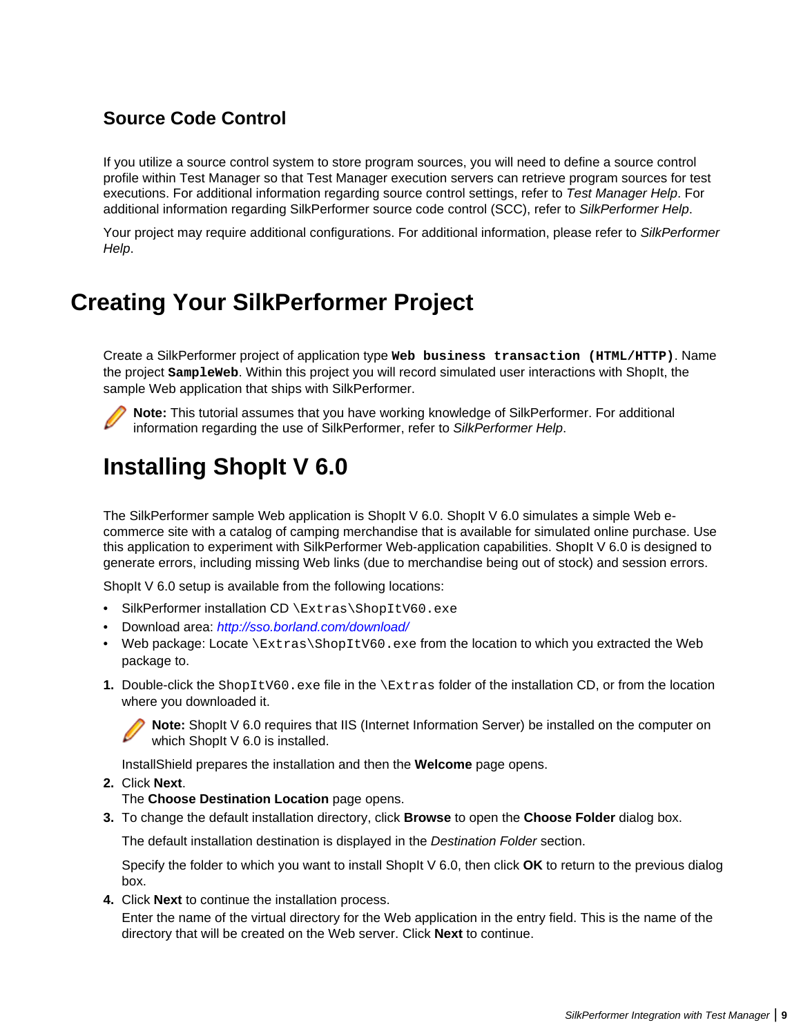### Source Code Control

If you utilize a source control system to store program sources, you will need to define a source control profile within Test Manager so that Test Manager execution servers can retrieve program sources for test executions. For additional information regarding source control settings, refer to *Test Manager Help*. For additional information regarding SilkPerformer source code control (SCC), refer to *SilkPerformer Help*.

Your project may require additional configurations. For additional information, please refer to *SilkPerformer Help*.

# Creating Your SilkPerformer Project

Create a SilkPerformer project of application type **`Web business transaction (HTML/HTTP)`**. Name the project **`SampleWeb`**. Within this project you will record simulated user interactions with ShopIt, the sample Web application that ships with SilkPerformer.

**Note:** This tutorial assumes that you have working knowledge of SilkPerformer. For additional information regarding the use of SilkPerformer, refer to *SilkPerformer Help*.

## Installing ShopIt V 6.0

The SilkPerformer sample Web application is ShopIt V 6.0. ShopIt V 6.0 simulates a simple Web e-commerce site with a catalog of camping merchandise that is available for simulated online purchase. Use this application to experiment with SilkPerformer Web-application capabilities. ShopIt V 6.0 is designed to generate errors, including missing Web links (due to merchandise being out of stock) and session errors.

ShopIt V 6.0 setup is available from the following locations:

- SilkPerformer installation CD `\Extras\ShopItV60.exe`
- Download area: *http://sso.borland.com/download/*
- Web package: Locate `\Extras\ShopItV60.exe` from the location to which you extracted the Web package to.

1. Double-click the `ShopItV60.exe` file in the `\Extras` folder of the installation CD, or from the location where you downloaded it.

   **Note:** ShopIt V 6.0 requires that IIS (Internet Information Server) be installed on the computer on which ShopIt V 6.0 is installed.

   InstallShield prepares the installation and then the **Welcome** page opens.
2. Click **Next**.
   The **Choose Destination Location** page opens.
3. To change the default installation directory, click **Browse** to open the **Choose Folder** dialog box.

   The default installation destination is displayed in the *Destination Folder* section.

   Specify the folder to which you want to install ShopIt V 6.0, then click **OK** to return to the previous dialog box.
4. Click **Next** to continue the installation process.
   Enter the name of the virtual directory for the Web application in the entry field. This is the name of the directory that will be created on the Web server. Click **Next** to continue.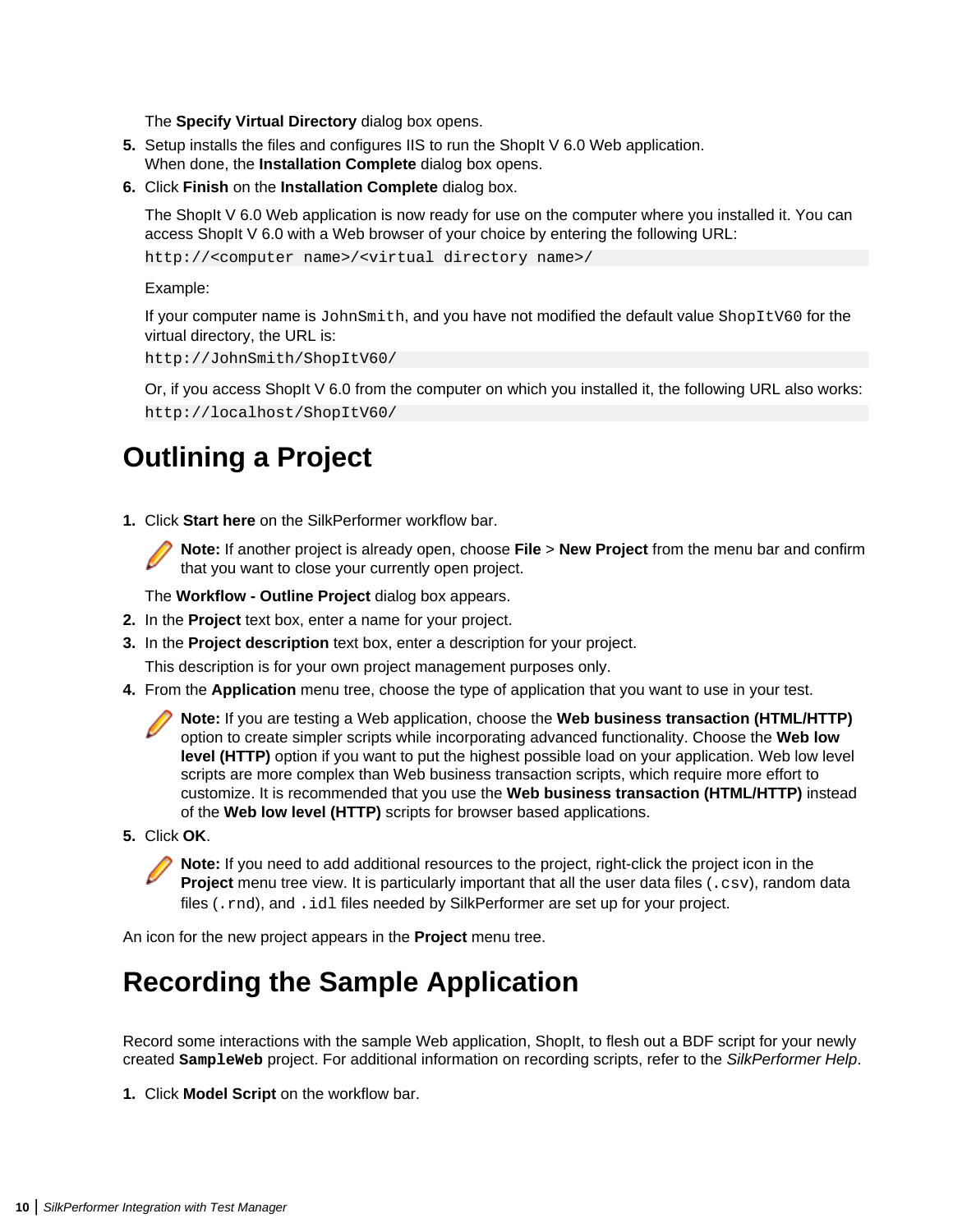The **Specify Virtual Directory** dialog box opens.

5. Setup installs the files and configures IIS to run the ShopIt V 6.0 Web application.
   When done, the **Installation Complete** dialog box opens.
6. Click **Finish** on the **Installation Complete** dialog box.

   The ShopIt V 6.0 Web application is now ready for use on the computer where you installed it. You can access ShopIt V 6.0 with a Web browser of your choice by entering the following URL:

   ```
   http://<computer name>/<virtual directory name>/
   ```

   Example:

   If your computer name is `JohnSmith`, and you have not modified the default value `ShopItV60` for the virtual directory, the URL is:

   ```
   http://JohnSmith/ShopItV60/
   ```

   Or, if you access ShopIt V 6.0 from the computer on which you installed it, the following URL also works:

   ```
   http://localhost/ShopItV60/
   ```

# Outlining a Project

1. Click **Start here** on the SilkPerformer workflow bar.

   **Note:** If another project is already open, choose **File** > **New Project** from the menu bar and confirm that you want to close your currently open project.

   The **Workflow - Outline Project** dialog box appears.
2. In the **Project** text box, enter a name for your project.
3. In the **Project description** text box, enter a description for your project.

   This description is for your own project management purposes only.
4. From the **Application** menu tree, choose the type of application that you want to use in your test.

   **Note:** If you are testing a Web application, choose the **Web business transaction (HTML/HTTP)** option to create simpler scripts while incorporating advanced functionality. Choose the **Web low level (HTTP)** option if you want to put the highest possible load on your application. Web low level scripts are more complex than Web business transaction scripts, which require more effort to customize. It is recommended that you use the **Web business transaction (HTML/HTTP)** instead of the **Web low level (HTTP)** scripts for browser based applications.
5. Click **OK**.

   **Note:** If you need to add additional resources to the project, right-click the project icon in the **Project** menu tree view. It is particularly important that all the user data files (`.csv`), random data files (`.rnd`), and `.idl` files needed by SilkPerformer are set up for your project.

An icon for the new project appears in the **Project** menu tree.

# Recording the Sample Application

Record some interactions with the sample Web application, ShopIt, to flesh out a BDF script for your newly created **`SampleWeb`** project. For additional information on recording scripts, refer to the *SilkPerformer Help*.

1. Click **Model Script** on the workflow bar.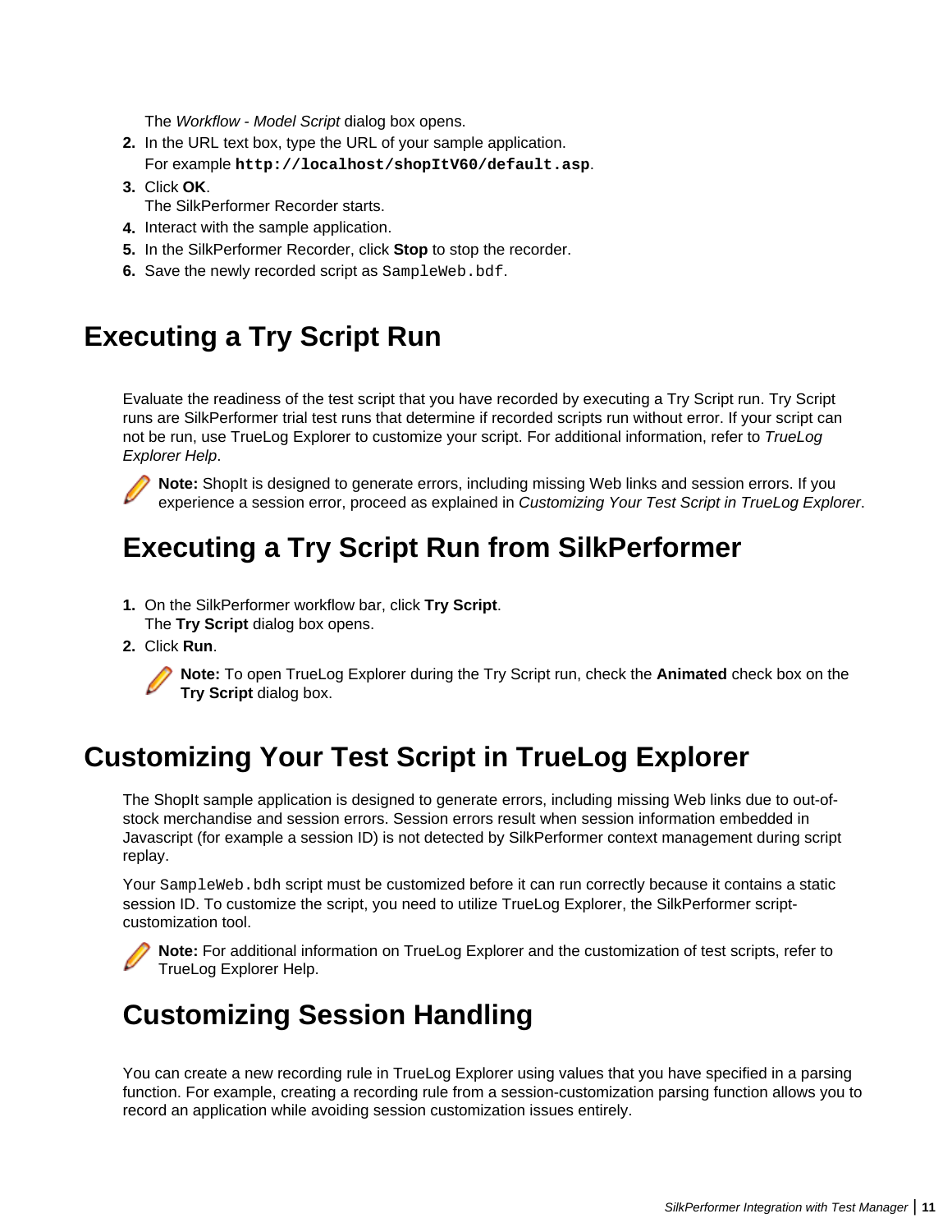The *Workflow - Model Script* dialog box opens.

2. In the URL text box, type the URL of your sample application.
   For example **`http://localhost/shopItV60/default.asp`**.
3. Click **OK**.
   The SilkPerformer Recorder starts.
4. Interact with the sample application.
5. In the SilkPerformer Recorder, click **Stop** to stop the recorder.
6. Save the newly recorded script as `SampleWeb.bdf`.

# Executing a Try Script Run

Evaluate the readiness of the test script that you have recorded by executing a Try Script run. Try Script runs are SilkPerformer trial test runs that determine if recorded scripts run without error. If your script can not be run, use TrueLog Explorer to customize your script. For additional information, refer to *TrueLog Explorer Help*.

**Note:** ShopIt is designed to generate errors, including missing Web links and session errors. If you experience a session error, proceed as explained in *Customizing Your Test Script in TrueLog Explorer*.

## Executing a Try Script Run from SilkPerformer

1. On the SilkPerformer workflow bar, click **Try Script**.
   The **Try Script** dialog box opens.
2. Click **Run**.

   **Note:** To open TrueLog Explorer during the Try Script run, check the **Animated** check box on the **Try Script** dialog box.

# Customizing Your Test Script in TrueLog Explorer

The ShopIt sample application is designed to generate errors, including missing Web links due to out-of-stock merchandise and session errors. Session errors result when session information embedded in Javascript (for example a session ID) is not detected by SilkPerformer context management during script replay.

Your `SampleWeb.bdh` script must be customized before it can run correctly because it contains a static session ID. To customize the script, you need to utilize TrueLog Explorer, the SilkPerformer script-customization tool.

**Note:** For additional information on TrueLog Explorer and the customization of test scripts, refer to TrueLog Explorer Help.

## Customizing Session Handling

You can create a new recording rule in TrueLog Explorer using values that you have specified in a parsing function. For example, creating a recording rule from a session-customization parsing function allows you to record an application while avoiding session customization issues entirely.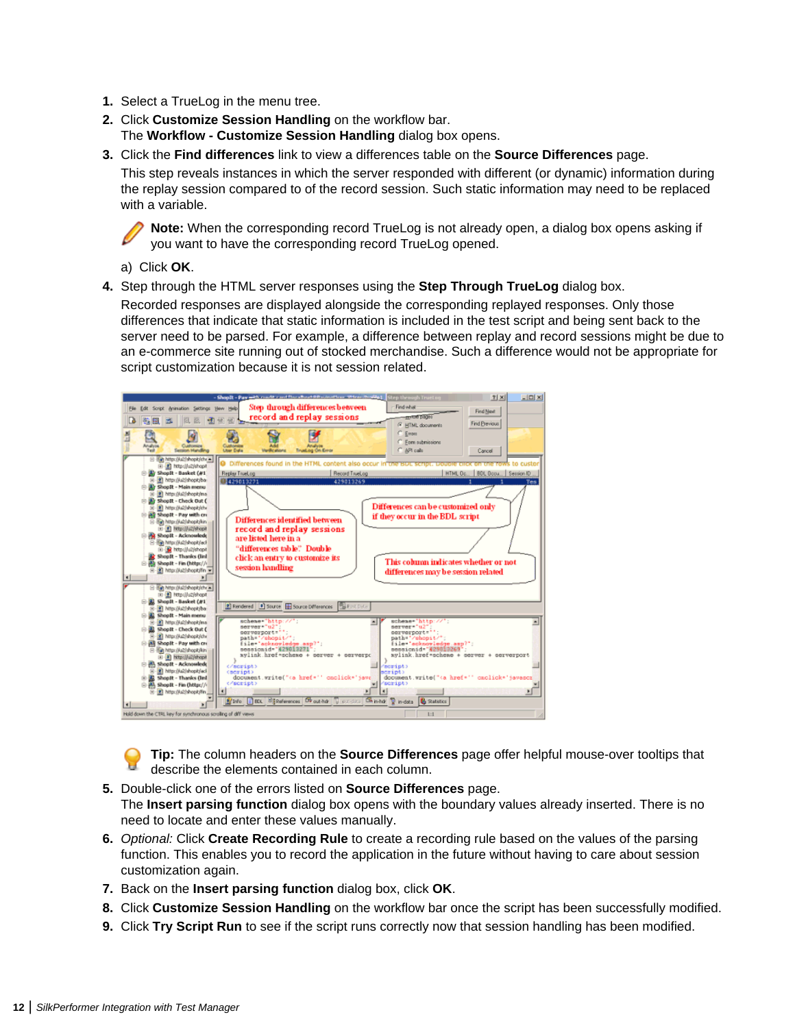1. Select a TrueLog in the menu tree.
2. Click **Customize Session Handling** on the workflow bar.
   The **Workflow - Customize Session Handling** dialog box opens.
3. Click the **Find differences** link to view a differences table on the **Source Differences** page.

   This step reveals instances in which the server responded with different (or dynamic) information during the replay session compared to of the record session. Such static information may need to be replaced with a variable.

   **Note:** When the corresponding record TrueLog is not already open, a dialog box opens asking if you want to have the corresponding record TrueLog opened.

   a) Click **OK**.
4. Step through the HTML server responses using the **Step Through TrueLog** dialog box.

   Recorded responses are displayed alongside the corresponding replayed responses. Only those differences that indicate that static information is included in the test script and being sent back to the server need to be parsed. For example, a difference between replay and record sessions might be due to an e-commerce site running out of stocked merchandise. Such a difference would not be appropriate for script customization because it is not session related.

   **Tip:** The column headers on the **Source Differences** page offer helpful mouse-over tooltips that describe the elements contained in each column.
5. Double-click one of the errors listed on **Source Differences** page.
   The **Insert parsing function** dialog box opens with the boundary values already inserted. There is no need to locate and enter these values manually.
6. *Optional:* Click **Create Recording Rule** to create a recording rule based on the values of the parsing function. This enables you to record the application in the future without having to care about session customization again.
7. Back on the **Insert parsing function** dialog box, click **OK**.
8. Click **Customize Session Handling** on the workflow bar once the script has been successfully modified.
9. Click **Try Script Run** to see if the script runs correctly now that session handling has been modified.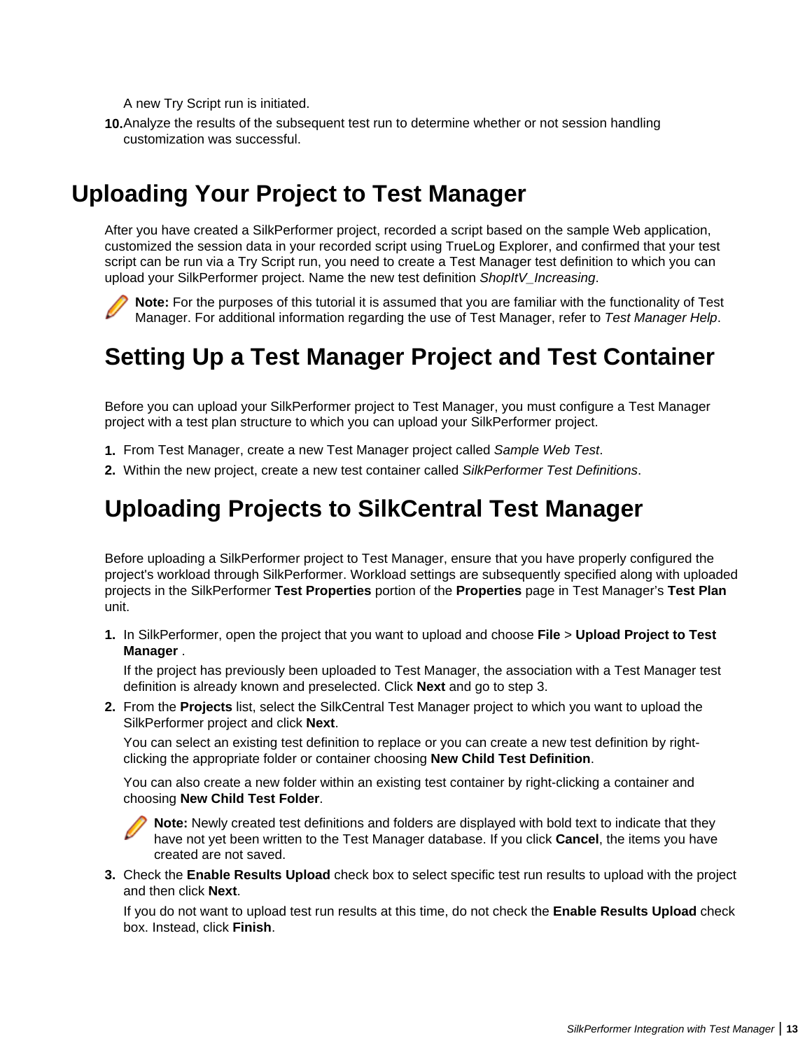A new Try Script run is initiated.

10. Analyze the results of the subsequent test run to determine whether or not session handling customization was successful.

# Uploading Your Project to Test Manager

After you have created a SilkPerformer project, recorded a script based on the sample Web application, customized the session data in your recorded script using TrueLog Explorer, and confirmed that your test script can be run via a Try Script run, you need to create a Test Manager test definition to which you can upload your SilkPerformer project. Name the new test definition *ShopItV_Increasing*.

**Note:** For the purposes of this tutorial it is assumed that you are familiar with the functionality of Test Manager. For additional information regarding the use of Test Manager, refer to *Test Manager Help*.

## Setting Up a Test Manager Project and Test Container

Before you can upload your SilkPerformer project to Test Manager, you must configure a Test Manager project with a test plan structure to which you can upload your SilkPerformer project.

1. From Test Manager, create a new Test Manager project called *Sample Web Test*.
2. Within the new project, create a new test container called *SilkPerformer Test Definitions*.

## Uploading Projects to SilkCentral Test Manager

Before uploading a SilkPerformer project to Test Manager, ensure that you have properly configured the project's workload through SilkPerformer. Workload settings are subsequently specified along with uploaded projects in the SilkPerformer **Test Properties** portion of the **Properties** page in Test Manager's **Test Plan** unit.

1. In SilkPerformer, open the project that you want to upload and choose **File** > **Upload Project to Test Manager** .

   If the project has previously been uploaded to Test Manager, the association with a Test Manager test definition is already known and preselected. Click **Next** and go to step 3.

2. From the **Projects** list, select the SilkCentral Test Manager project to which you want to upload the SilkPerformer project and click **Next**.

   You can select an existing test definition to replace or you can create a new test definition by right-clicking the appropriate folder or container choosing **New Child Test Definition**.

   You can also create a new folder within an existing test container by right-clicking a container and choosing **New Child Test Folder**.

   **Note:** Newly created test definitions and folders are displayed with bold text to indicate that they have not yet been written to the Test Manager database. If you click **Cancel**, the items you have created are not saved.

3. Check the **Enable Results Upload** check box to select specific test run results to upload with the project and then click **Next**.

   If you do not want to upload test run results at this time, do not check the **Enable Results Upload** check box. Instead, click **Finish**.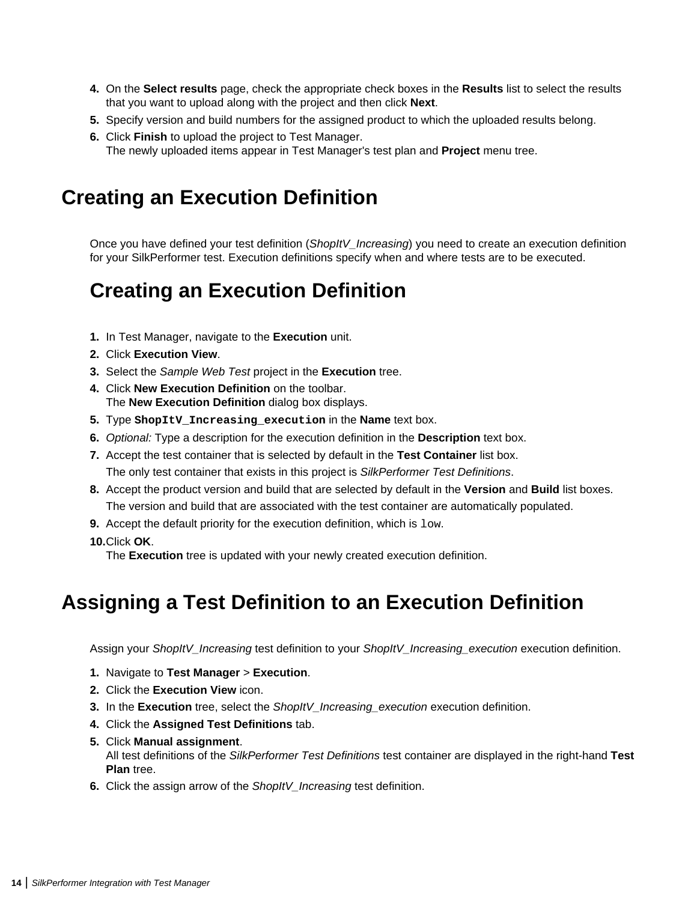4. On the **Select results** page, check the appropriate check boxes in the **Results** list to select the results that you want to upload along with the project and then click **Next**.
5. Specify version and build numbers for the assigned product to which the uploaded results belong.
6. Click **Finish** to upload the project to Test Manager.
   The newly uploaded items appear in Test Manager's test plan and **Project** menu tree.

# Creating an Execution Definition

Once you have defined your test definition (*ShopItV_Increasing*) you need to create an execution definition for your SilkPerformer test. Execution definitions specify when and where tests are to be executed.

## Creating an Execution Definition

1. In Test Manager, navigate to the **Execution** unit.
2. Click **Execution View**.
3. Select the *Sample Web Test* project in the **Execution** tree.
4. Click **New Execution Definition** on the toolbar.
   The **New Execution Definition** dialog box displays.
5. Type **`ShopItV_Increasing_execution`** in the **Name** text box.
6. *Optional:* Type a description for the execution definition in the **Description** text box.
7. Accept the test container that is selected by default in the **Test Container** list box.
   The only test container that exists in this project is *SilkPerformer Test Definitions*.
8. Accept the product version and build that are selected by default in the **Version** and **Build** list boxes.
   The version and build that are associated with the test container are automatically populated.
9. Accept the default priority for the execution definition, which is `low`.
10. Click **OK**.
    The **Execution** tree is updated with your newly created execution definition.

# Assigning a Test Definition to an Execution Definition

Assign your *ShopItV_Increasing* test definition to your *ShopItV_Increasing_execution* execution definition.

1. Navigate to **Test Manager** > **Execution**.
2. Click the **Execution View** icon.
3. In the **Execution** tree, select the *ShopItV_Increasing_execution* execution definition.
4. Click the **Assigned Test Definitions** tab.
5. Click **Manual assignment**.
   All test definitions of the *SilkPerformer Test Definitions* test container are displayed in the right-hand **Test Plan** tree.
6. Click the assign arrow of the *ShopItV_Increasing* test definition.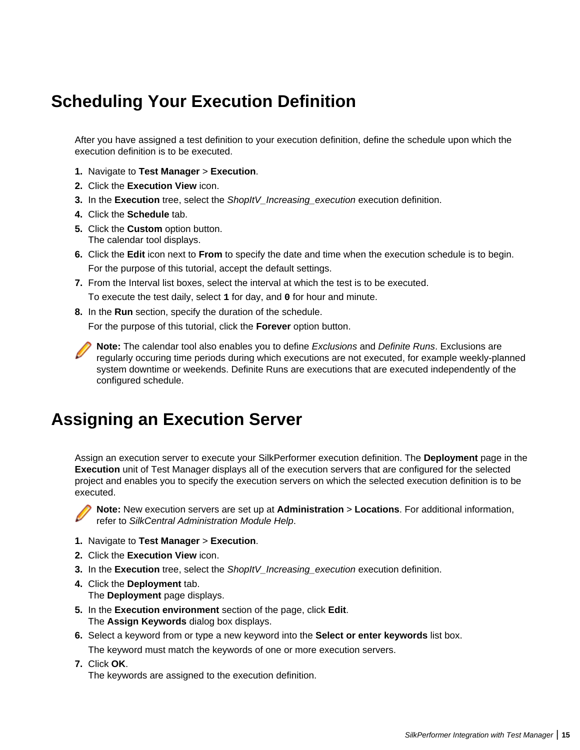# Scheduling Your Execution Definition

After you have assigned a test definition to your execution definition, define the schedule upon which the execution definition is to be executed.

1. Navigate to **Test Manager** > **Execution**.
2. Click the **Execution View** icon.
3. In the **Execution** tree, select the *ShopItV_Increasing_execution* execution definition.
4. Click the **Schedule** tab.
5. Click the **Custom** option button.
   The calendar tool displays.
6. Click the **Edit** icon next to **From** to specify the date and time when the execution schedule is to begin.

   For the purpose of this tutorial, accept the default settings.
7. From the Interval list boxes, select the interval at which the test is to be executed.

   To execute the test daily, select `1` for day, and `0` for hour and minute.
8. In the **Run** section, specify the duration of the schedule.

   For the purpose of this tutorial, click the **Forever** option button.

**Note:** The calendar tool also enables you to define *Exclusions* and *Definite Runs*. Exclusions are regularly occuring time periods during which executions are not executed, for example weekly-planned system downtime or weekends. Definite Runs are executions that are executed independently of the configured schedule.

# Assigning an Execution Server

Assign an execution server to execute your SilkPerformer execution definition. The **Deployment** page in the **Execution** unit of Test Manager displays all of the execution servers that are configured for the selected project and enables you to specify the execution servers on which the selected execution definition is to be executed.

**Note:** New execution servers are set up at **Administration** > **Locations**. For additional information, refer to *SilkCentral Administration Module Help*.

1. Navigate to **Test Manager** > **Execution**.
2. Click the **Execution View** icon.
3. In the **Execution** tree, select the *ShopItV_Increasing_execution* execution definition.
4. Click the **Deployment** tab.
   The **Deployment** page displays.
5. In the **Execution environment** section of the page, click **Edit**.
   The **Assign Keywords** dialog box displays.
6. Select a keyword from or type a new keyword into the **Select or enter keywords** list box.

   The keyword must match the keywords of one or more execution servers.
7. Click **OK**.
   The keywords are assigned to the execution definition.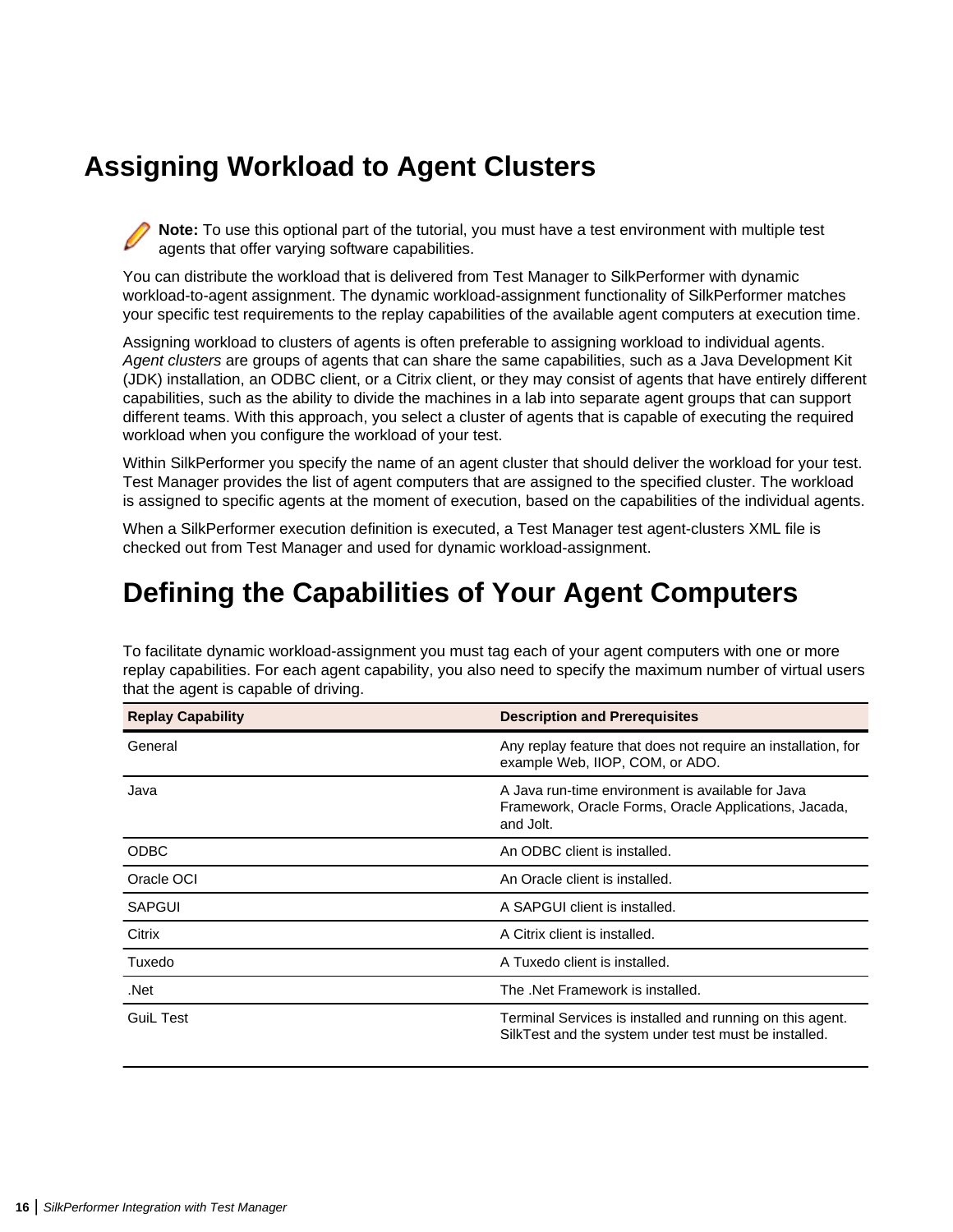# Assigning Workload to Agent Clusters

**Note:** To use this optional part of the tutorial, you must have a test environment with multiple test agents that offer varying software capabilities.

You can distribute the workload that is delivered from Test Manager to SilkPerformer with dynamic workload-to-agent assignment. The dynamic workload-assignment functionality of SilkPerformer matches your specific test requirements to the replay capabilities of the available agent computers at execution time.

Assigning workload to clusters of agents is often preferable to assigning workload to individual agents. *Agent clusters* are groups of agents that can share the same capabilities, such as a Java Development Kit (JDK) installation, an ODBC client, or a Citrix client, or they may consist of agents that have entirely different capabilities, such as the ability to divide the machines in a lab into separate agent groups that can support different teams. With this approach, you select a cluster of agents that is capable of executing the required workload when you configure the workload of your test.

Within SilkPerformer you specify the name of an agent cluster that should deliver the workload for your test. Test Manager provides the list of agent computers that are assigned to the specified cluster. The workload is assigned to specific agents at the moment of execution, based on the capabilities of the individual agents.

When a SilkPerformer execution definition is executed, a Test Manager test agent-clusters XML file is checked out from Test Manager and used for dynamic workload-assignment.

## Defining the Capabilities of Your Agent Computers

To facilitate dynamic workload-assignment you must tag each of your agent computers with one or more replay capabilities. For each agent capability, you also need to specify the maximum number of virtual users that the agent is capable of driving.

| Replay Capability | Description and Prerequisites |
| --- | --- |
| General | Any replay feature that does not require an installation, for example Web, IIOP, COM, or ADO. |
| Java | A Java run-time environment is available for Java Framework, Oracle Forms, Oracle Applications, Jacada, and Jolt. |
| ODBC | An ODBC client is installed. |
| Oracle OCI | An Oracle client is installed. |
| SAPGUI | A SAPGUI client is installed. |
| Citrix | A Citrix client is installed. |
| Tuxedo | A Tuxedo client is installed. |
| .Net | The .Net Framework is installed. |
| GuiL Test | Terminal Services is installed and running on this agent. SilkTest and the system under test must be installed. |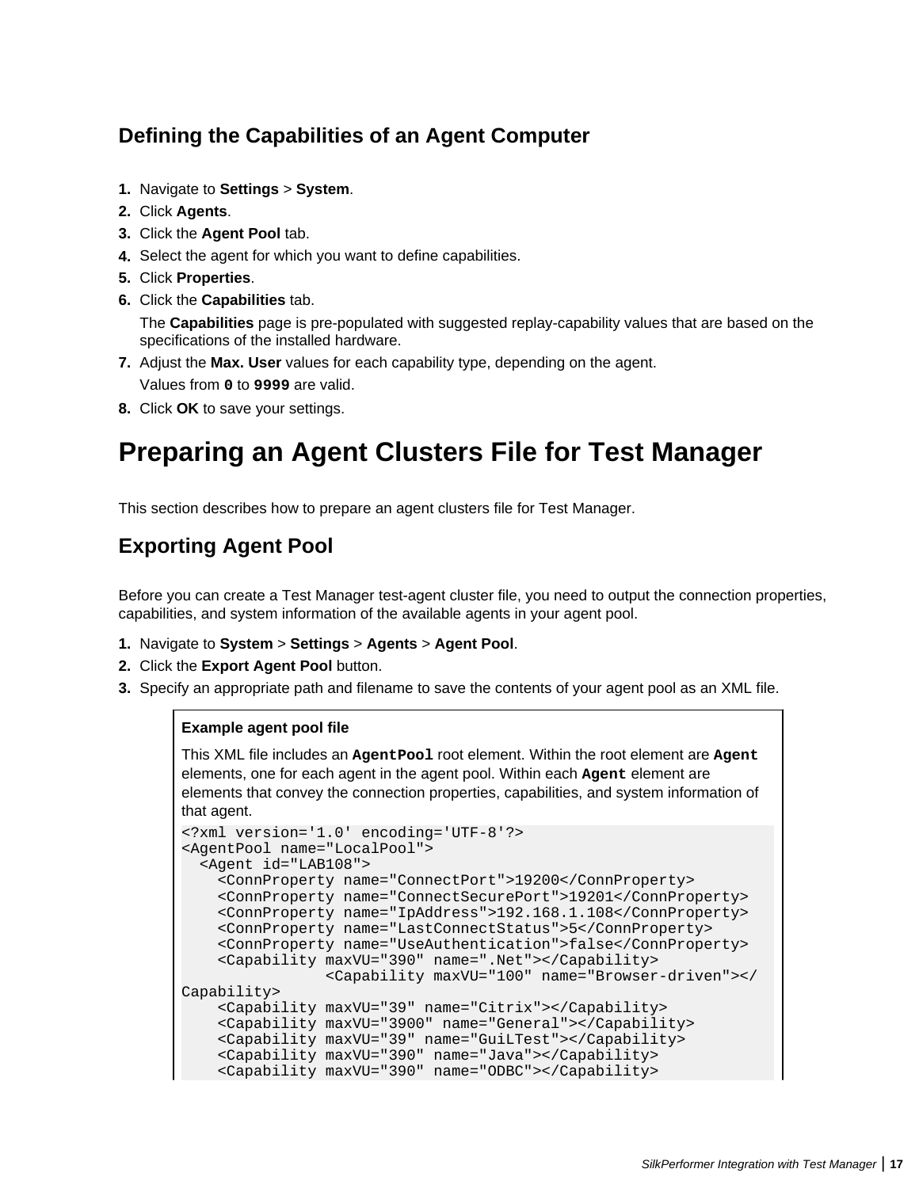### Defining the Capabilities of an Agent Computer

1. Navigate to **Settings** > **System**.
2. Click **Agents**.
3. Click the **Agent Pool** tab.
4. Select the agent for which you want to define capabilities.
5. Click **Properties**.
6. Click the **Capabilities** tab.

   The **Capabilities** page is pre-populated with suggested replay-capability values that are based on the specifications of the installed hardware.
7. Adjust the **Max. User** values for each capability type, depending on the agent.

   Values from `0` to `9999` are valid.
8. Click **OK** to save your settings.

# Preparing an Agent Clusters File for Test Manager

This section describes how to prepare an agent clusters file for Test Manager.

## Exporting Agent Pool

Before you can create a Test Manager test-agent cluster file, you need to output the connection properties, capabilities, and system information of the available agents in your agent pool.

1. Navigate to **System** > **Settings** > **Agents** > **Agent Pool**.
2. Click the **Export Agent Pool** button.
3. Specify an appropriate path and filename to save the contents of your agent pool as an XML file.

**Example agent pool file**

This XML file includes an `AgentPool` root element. Within the root element are `Agent` elements, one for each agent in the agent pool. Within each `Agent` element are elements that convey the connection properties, capabilities, and system information of that agent.

```
<?xml version='1.0' encoding='UTF-8'?>
<AgentPool name="LocalPool">
  <Agent id="LAB108">
    <ConnProperty name="ConnectPort">19200</ConnProperty>
    <ConnProperty name="ConnectSecurePort">19201</ConnProperty>
    <ConnProperty name="IpAddress">192.168.1.108</ConnProperty>
    <ConnProperty name="LastConnectStatus">5</ConnProperty>
    <ConnProperty name="UseAuthentication">false</ConnProperty>
    <Capability maxVU="390" name=".Net"></Capability>
                <Capability maxVU="100" name="Browser-driven"></
Capability>
    <Capability maxVU="39" name="Citrix"></Capability>
    <Capability maxVU="3900" name="General"></Capability>
    <Capability maxVU="39" name="GuiLTest"></Capability>
    <Capability maxVU="390" name="Java"></Capability>
    <Capability maxVU="390" name="ODBC"></Capability>
```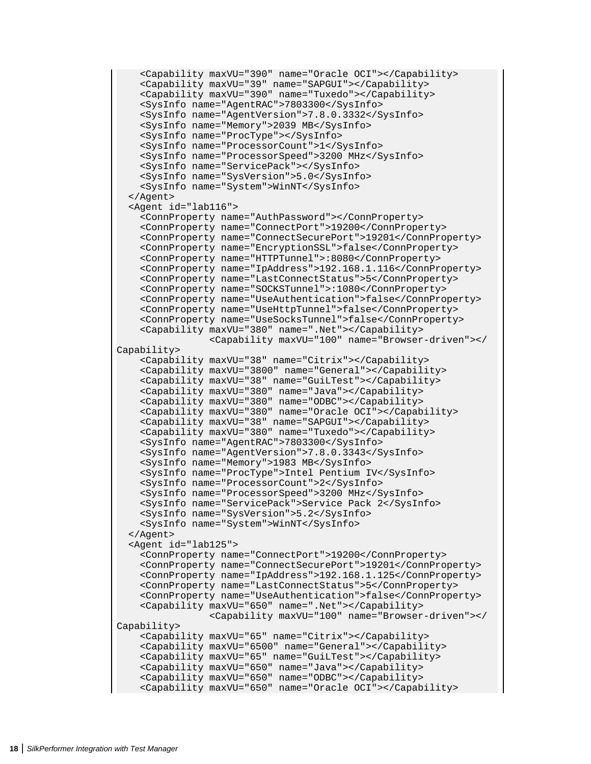```
    <Capability maxVU="390" name="Oracle OCI"></Capability>
    <Capability maxVU="39" name="SAPGUI"></Capability>
    <Capability maxVU="390" name="Tuxedo"></Capability>
    <SysInfo name="AgentRAC">7803300</SysInfo>
    <SysInfo name="AgentVersion">7.8.0.3332</SysInfo>
    <SysInfo name="Memory">2039 MB</SysInfo>
    <SysInfo name="ProcType"></SysInfo>
    <SysInfo name="ProcessorCount">1</SysInfo>
    <SysInfo name="ProcessorSpeed">3200 MHz</SysInfo>
    <SysInfo name="ServicePack"></SysInfo>
    <SysInfo name="SysVersion">5.0</SysInfo>
    <SysInfo name="System">WinNT</SysInfo>
  </Agent>
  <Agent id="lab116">
    <ConnProperty name="AuthPassword"></ConnProperty>
    <ConnProperty name="ConnectPort">19200</ConnProperty>
    <ConnProperty name="ConnectSecurePort">19201</ConnProperty>
    <ConnProperty name="EncryptionSSL">false</ConnProperty>
    <ConnProperty name="HTTPTunnel">:8080</ConnProperty>
    <ConnProperty name="IpAddress">192.168.1.116</ConnProperty>
    <ConnProperty name="LastConnectStatus">5</ConnProperty>
    <ConnProperty name="SOCKSTunnel">:1080</ConnProperty>
    <ConnProperty name="UseAuthentication">false</ConnProperty>
    <ConnProperty name="UseHttpTunnel">false</ConnProperty>
    <ConnProperty name="UseSocksTunnel">false</ConnProperty>
    <Capability maxVU="380" name=".Net"></Capability>
              <Capability maxVU="100" name="Browser-driven"></
Capability>
    <Capability maxVU="38" name="Citrix"></Capability>
    <Capability maxVU="3800" name="General"></Capability>
    <Capability maxVU="38" name="GuiLTest"></Capability>
    <Capability maxVU="380" name="Java"></Capability>
    <Capability maxVU="380" name="ODBC"></Capability>
    <Capability maxVU="380" name="Oracle OCI"></Capability>
    <Capability maxVU="38" name="SAPGUI"></Capability>
    <Capability maxVU="380" name="Tuxedo"></Capability>
    <SysInfo name="AgentRAC">7803300</SysInfo>
    <SysInfo name="AgentVersion">7.8.0.3343</SysInfo>
    <SysInfo name="Memory">1983 MB</SysInfo>
    <SysInfo name="ProcType">Intel Pentium IV</SysInfo>
    <SysInfo name="ProcessorCount">2</SysInfo>
    <SysInfo name="ProcessorSpeed">3200 MHz</SysInfo>
    <SysInfo name="ServicePack">Service Pack 2</SysInfo>
    <SysInfo name="SysVersion">5.2</SysInfo>
    <SysInfo name="System">WinNT</SysInfo>
  </Agent>
  <Agent id="lab125">
    <ConnProperty name="ConnectPort">19200</ConnProperty>
    <ConnProperty name="ConnectSecurePort">19201</ConnProperty>
    <ConnProperty name="IpAddress">192.168.1.125</ConnProperty>
    <ConnProperty name="LastConnectStatus">5</ConnProperty>
    <ConnProperty name="UseAuthentication">false</ConnProperty>
    <Capability maxVU="650" name=".Net"></Capability>
              <Capability maxVU="100" name="Browser-driven"></
Capability>
    <Capability maxVU="65" name="Citrix"></Capability>
    <Capability maxVU="6500" name="General"></Capability>
    <Capability maxVU="65" name="GuiLTest"></Capability>
    <Capability maxVU="650" name="Java"></Capability>
    <Capability maxVU="650" name="ODBC"></Capability>
    <Capability maxVU="650" name="Oracle OCI"></Capability>
```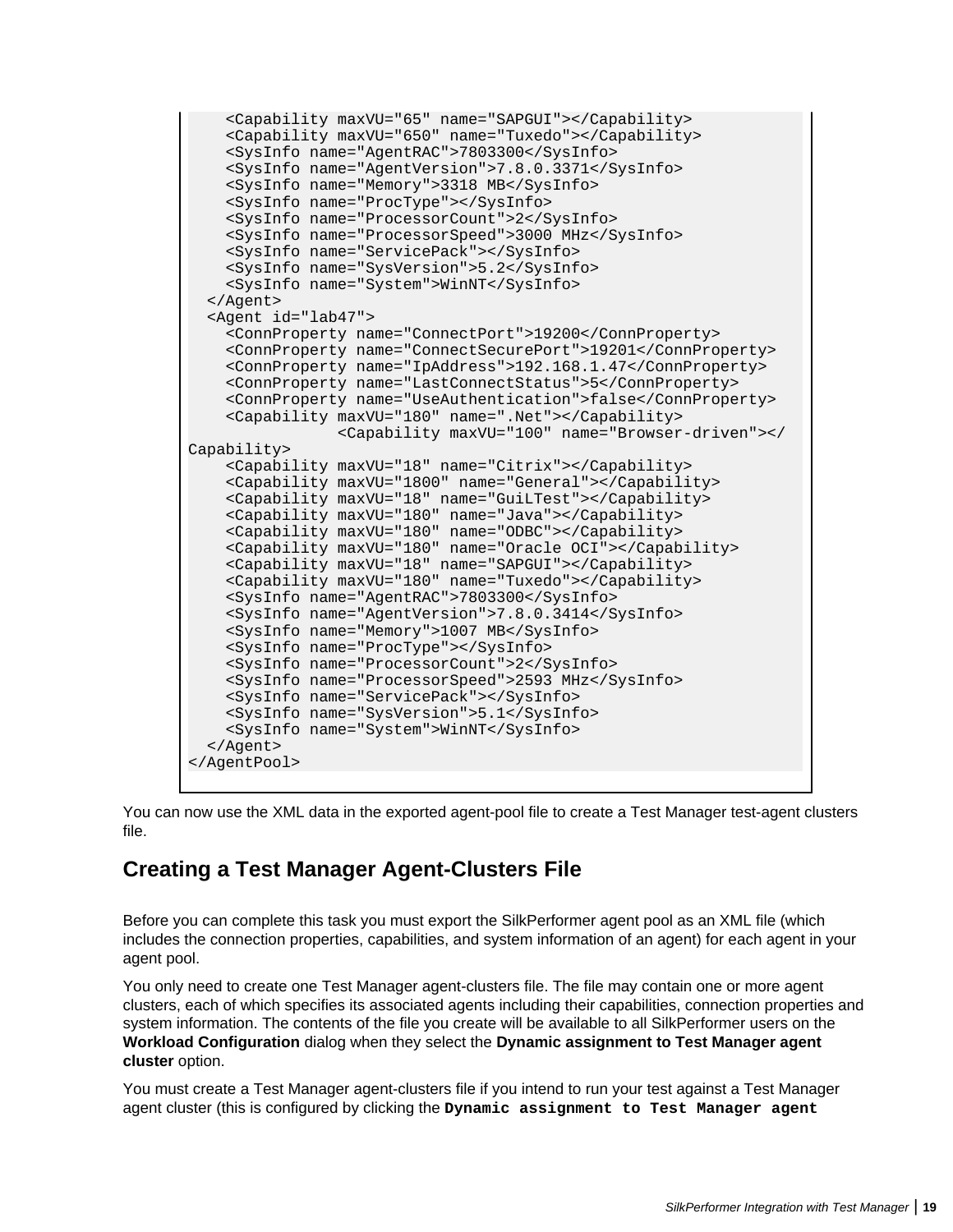```
    <Capability maxVU="65" name="SAPGUI"></Capability>
    <Capability maxVU="650" name="Tuxedo"></Capability>
    <SysInfo name="AgentRAC">7803300</SysInfo>
    <SysInfo name="AgentVersion">7.8.0.3371</SysInfo>
    <SysInfo name="Memory">3318 MB</SysInfo>
    <SysInfo name="ProcType"></SysInfo>
    <SysInfo name="ProcessorCount">2</SysInfo>
    <SysInfo name="ProcessorSpeed">3000 MHz</SysInfo>
    <SysInfo name="ServicePack"></SysInfo>
    <SysInfo name="SysVersion">5.2</SysInfo>
    <SysInfo name="System">WinNT</SysInfo>
  </Agent>
  <Agent id="lab47">
    <ConnProperty name="ConnectPort">19200</ConnProperty>
    <ConnProperty name="ConnectSecurePort">19201</ConnProperty>
    <ConnProperty name="IpAddress">192.168.1.47</ConnProperty>
    <ConnProperty name="LastConnectStatus">5</ConnProperty>
    <ConnProperty name="UseAuthentication">false</ConnProperty>
    <Capability maxVU="180" name=".Net"></Capability>
                <Capability maxVU="100" name="Browser-driven"></
Capability>
    <Capability maxVU="18" name="Citrix"></Capability>
    <Capability maxVU="1800" name="General"></Capability>
    <Capability maxVU="18" name="GuiLTest"></Capability>
    <Capability maxVU="180" name="Java"></Capability>
    <Capability maxVU="180" name="ODBC"></Capability>
    <Capability maxVU="180" name="Oracle OCI"></Capability>
    <Capability maxVU="18" name="SAPGUI"></Capability>
    <Capability maxVU="180" name="Tuxedo"></Capability>
    <SysInfo name="AgentRAC">7803300</SysInfo>
    <SysInfo name="AgentVersion">7.8.0.3414</SysInfo>
    <SysInfo name="Memory">1007 MB</SysInfo>
    <SysInfo name="ProcType"></SysInfo>
    <SysInfo name="ProcessorCount">2</SysInfo>
    <SysInfo name="ProcessorSpeed">2593 MHz</SysInfo>
    <SysInfo name="ServicePack"></SysInfo>
    <SysInfo name="SysVersion">5.1</SysInfo>
    <SysInfo name="System">WinNT</SysInfo>
  </Agent>
</AgentPool>
```

You can now use the XML data in the exported agent-pool file to create a Test Manager test-agent clusters file.

## Creating a Test Manager Agent-Clusters File

Before you can complete this task you must export the SilkPerformer agent pool as an XML file (which includes the connection properties, capabilities, and system information of an agent) for each agent in your agent pool.

You only need to create one Test Manager agent-clusters file. The file may contain one or more agent clusters, each of which specifies its associated agents including their capabilities, connection properties and system information. The contents of the file you create will be available to all SilkPerformer users on the **Workload Configuration** dialog when they select the **Dynamic assignment to Test Manager agent cluster** option.

You must create a Test Manager agent-clusters file if you intend to run your test against a Test Manager agent cluster (this is configured by clicking the **`Dynamic assignment to Test Manager agent`**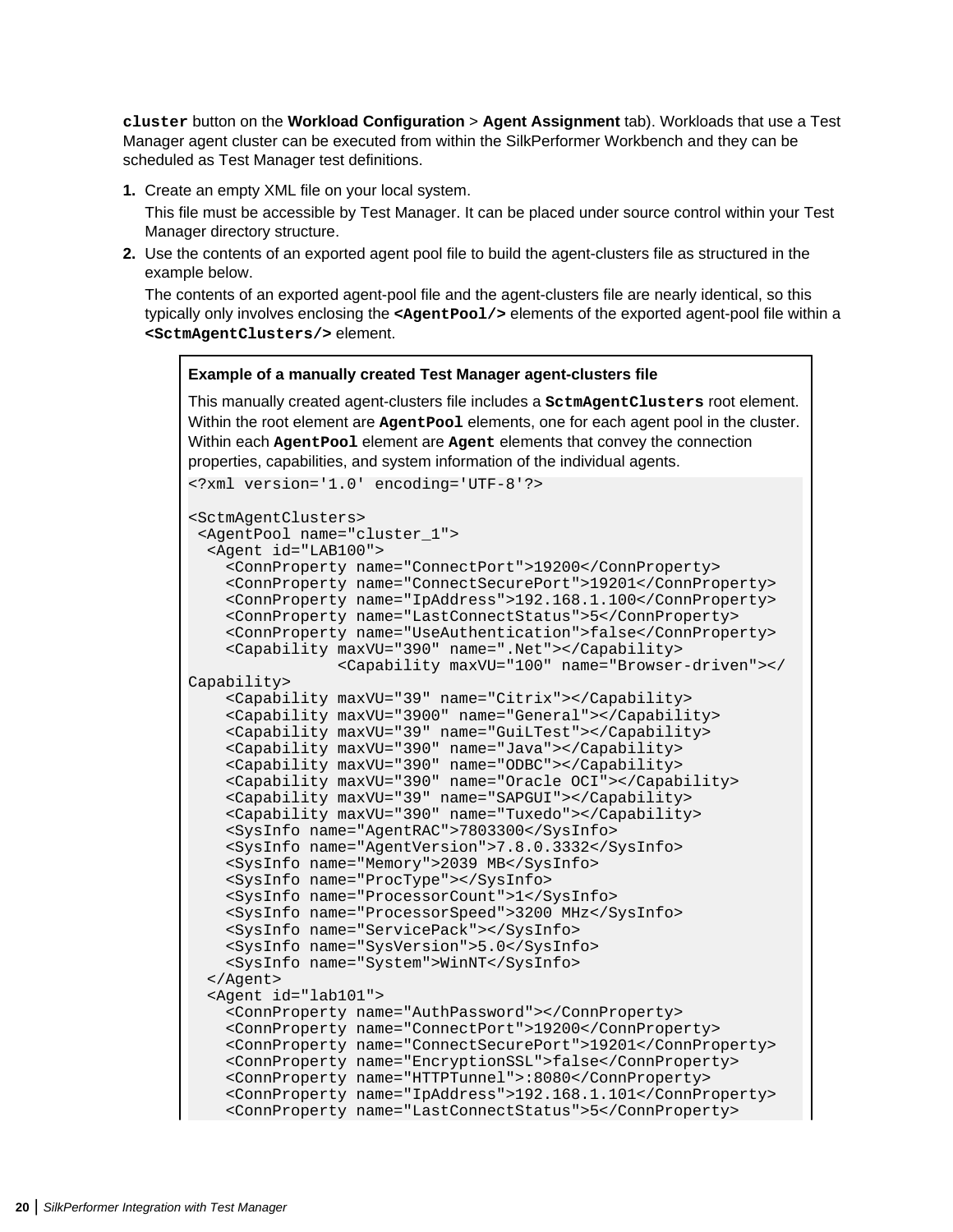`cluster` button on the **Workload Configuration** > **Agent Assignment** tab). Workloads that use a Test Manager agent cluster can be executed from within the SilkPerformer Workbench and they can be scheduled as Test Manager test definitions.

1. Create an empty XML file on your local system.

   This file must be accessible by Test Manager. It can be placed under source control within your Test Manager directory structure.

2. Use the contents of an exported agent pool file to build the agent-clusters file as structured in the example below.

   The contents of an exported agent-pool file and the agent-clusters file are nearly identical, so this typically only involves enclosing the **`<AgentPool/>`** elements of the exported agent-pool file within a **`<SctmAgentClusters/>`** element.

**Example of a manually created Test Manager agent-clusters file**

This manually created agent-clusters file includes a **`SctmAgentClusters`** root element. Within the root element are **`AgentPool`** elements, one for each agent pool in the cluster. Within each **`AgentPool`** element are **`Agent`** elements that convey the connection properties, capabilities, and system information of the individual agents.

```
<?xml version='1.0' encoding='UTF-8'?>

<SctmAgentClusters>
 <AgentPool name="cluster_1">
  <Agent id="LAB100">
    <ConnProperty name="ConnectPort">19200</ConnProperty>
    <ConnProperty name="ConnectSecurePort">19201</ConnProperty>
    <ConnProperty name="IpAddress">192.168.1.100</ConnProperty>
    <ConnProperty name="LastConnectStatus">5</ConnProperty>
    <ConnProperty name="UseAuthentication">false</ConnProperty>
    <Capability maxVU="390" name=".Net"></Capability>
                <Capability maxVU="100" name="Browser-driven"></
Capability>
    <Capability maxVU="39" name="Citrix"></Capability>
    <Capability maxVU="3900" name="General"></Capability>
    <Capability maxVU="39" name="GuiLTest"></Capability>
    <Capability maxVU="390" name="Java"></Capability>
    <Capability maxVU="390" name="ODBC"></Capability>
    <Capability maxVU="390" name="Oracle OCI"></Capability>
    <Capability maxVU="39" name="SAPGUI"></Capability>
    <Capability maxVU="390" name="Tuxedo"></Capability>
    <SysInfo name="AgentRAC">7803300</SysInfo>
    <SysInfo name="AgentVersion">7.8.0.3332</SysInfo>
    <SysInfo name="Memory">2039 MB</SysInfo>
    <SysInfo name="ProcType"></SysInfo>
    <SysInfo name="ProcessorCount">1</SysInfo>
    <SysInfo name="ProcessorSpeed">3200 MHz</SysInfo>
    <SysInfo name="ServicePack"></SysInfo>
    <SysInfo name="SysVersion">5.0</SysInfo>
    <SysInfo name="System">WinNT</SysInfo>
  </Agent>
  <Agent id="lab101">
    <ConnProperty name="AuthPassword"></ConnProperty>
    <ConnProperty name="ConnectPort">19200</ConnProperty>
    <ConnProperty name="ConnectSecurePort">19201</ConnProperty>
    <ConnProperty name="EncryptionSSL">false</ConnProperty>
    <ConnProperty name="HTTPTunnel">:8080</ConnProperty>
    <ConnProperty name="IpAddress">192.168.1.101</ConnProperty>
    <ConnProperty name="LastConnectStatus">5</ConnProperty>
```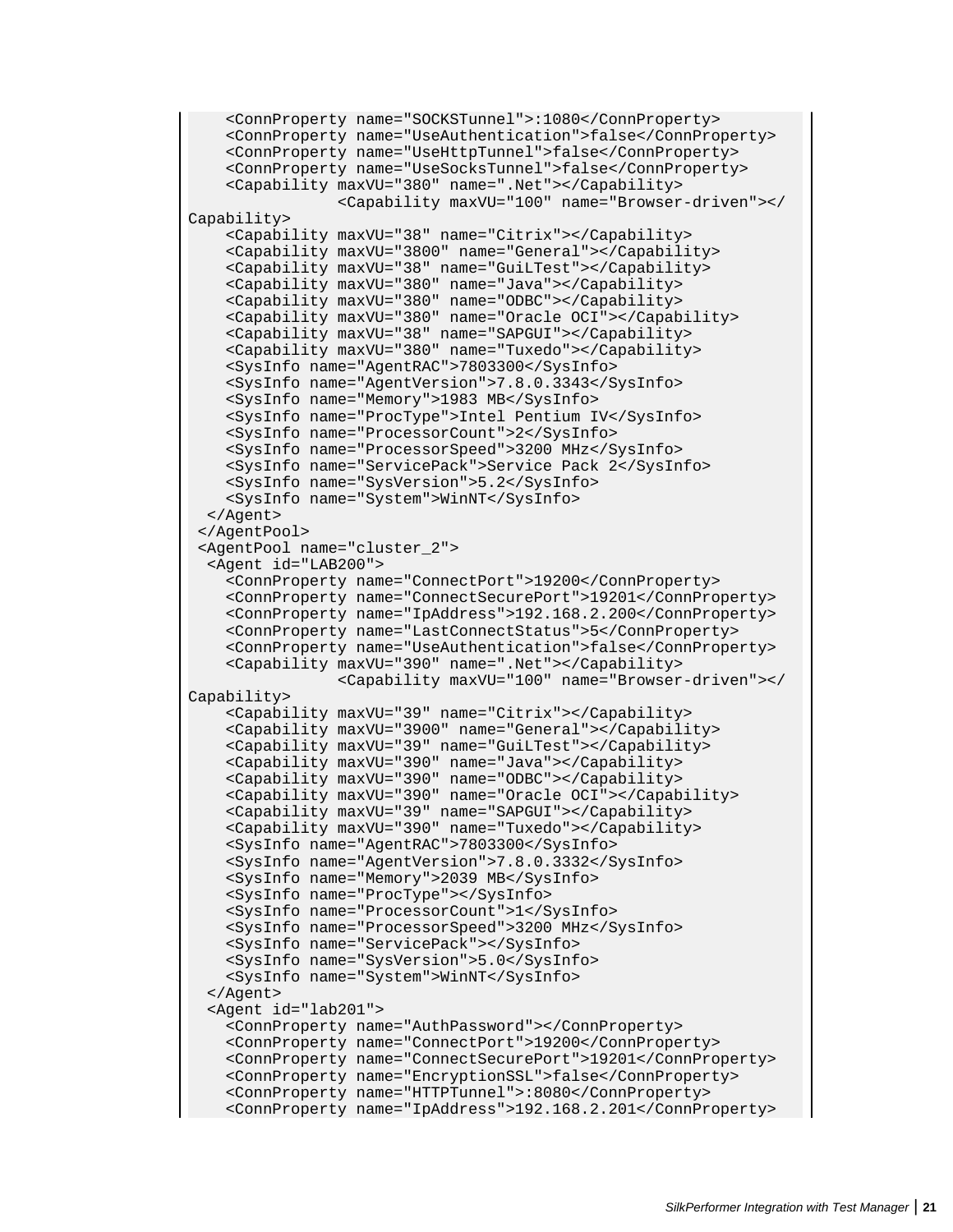```
    <ConnProperty name="SOCKSTunnel">:1080</ConnProperty>
    <ConnProperty name="UseAuthentication">false</ConnProperty>
    <ConnProperty name="UseHttpTunnel">false</ConnProperty>
    <ConnProperty name="UseSocksTunnel">false</ConnProperty>
    <Capability maxVU="380" name=".Net"></Capability>
                <Capability maxVU="100" name="Browser-driven"></
Capability>
    <Capability maxVU="38" name="Citrix"></Capability>
    <Capability maxVU="3800" name="General"></Capability>
    <Capability maxVU="38" name="GuiLTest"></Capability>
    <Capability maxVU="380" name="Java"></Capability>
    <Capability maxVU="380" name="ODBC"></Capability>
    <Capability maxVU="380" name="Oracle OCI"></Capability>
    <Capability maxVU="38" name="SAPGUI"></Capability>
    <Capability maxVU="380" name="Tuxedo"></Capability>
    <SysInfo name="AgentRAC">7803300</SysInfo>
    <SysInfo name="AgentVersion">7.8.0.3343</SysInfo>
    <SysInfo name="Memory">1983 MB</SysInfo>
    <SysInfo name="ProcType">Intel Pentium IV</SysInfo>
    <SysInfo name="ProcessorCount">2</SysInfo>
    <SysInfo name="ProcessorSpeed">3200 MHz</SysInfo>
    <SysInfo name="ServicePack">Service Pack 2</SysInfo>
    <SysInfo name="SysVersion">5.2</SysInfo>
    <SysInfo name="System">WinNT</SysInfo>
  </Agent>
 </AgentPool>
 <AgentPool name="cluster_2">
  <Agent id="LAB200">
    <ConnProperty name="ConnectPort">19200</ConnProperty>
    <ConnProperty name="ConnectSecurePort">19201</ConnProperty>
    <ConnProperty name="IpAddress">192.168.2.200</ConnProperty>
    <ConnProperty name="LastConnectStatus">5</ConnProperty>
    <ConnProperty name="UseAuthentication">false</ConnProperty>
    <Capability maxVU="390" name=".Net"></Capability>
                <Capability maxVU="100" name="Browser-driven"></
Capability>
    <Capability maxVU="39" name="Citrix"></Capability>
    <Capability maxVU="3900" name="General"></Capability>
    <Capability maxVU="39" name="GuiLTest"></Capability>
    <Capability maxVU="390" name="Java"></Capability>
    <Capability maxVU="390" name="ODBC"></Capability>
    <Capability maxVU="390" name="Oracle OCI"></Capability>
    <Capability maxVU="39" name="SAPGUI"></Capability>
    <Capability maxVU="390" name="Tuxedo"></Capability>
    <SysInfo name="AgentRAC">7803300</SysInfo>
    <SysInfo name="AgentVersion">7.8.0.3332</SysInfo>
    <SysInfo name="Memory">2039 MB</SysInfo>
    <SysInfo name="ProcType"></SysInfo>
    <SysInfo name="ProcessorCount">1</SysInfo>
    <SysInfo name="ProcessorSpeed">3200 MHz</SysInfo>
    <SysInfo name="ServicePack"></SysInfo>
    <SysInfo name="SysVersion">5.0</SysInfo>
    <SysInfo name="System">WinNT</SysInfo>
  </Agent>
  <Agent id="lab201">
    <ConnProperty name="AuthPassword"></ConnProperty>
    <ConnProperty name="ConnectPort">19200</ConnProperty>
    <ConnProperty name="ConnectSecurePort">19201</ConnProperty>
    <ConnProperty name="EncryptionSSL">false</ConnProperty>
    <ConnProperty name="HTTPTunnel">:8080</ConnProperty>
    <ConnProperty name="IpAddress">192.168.2.201</ConnProperty>
```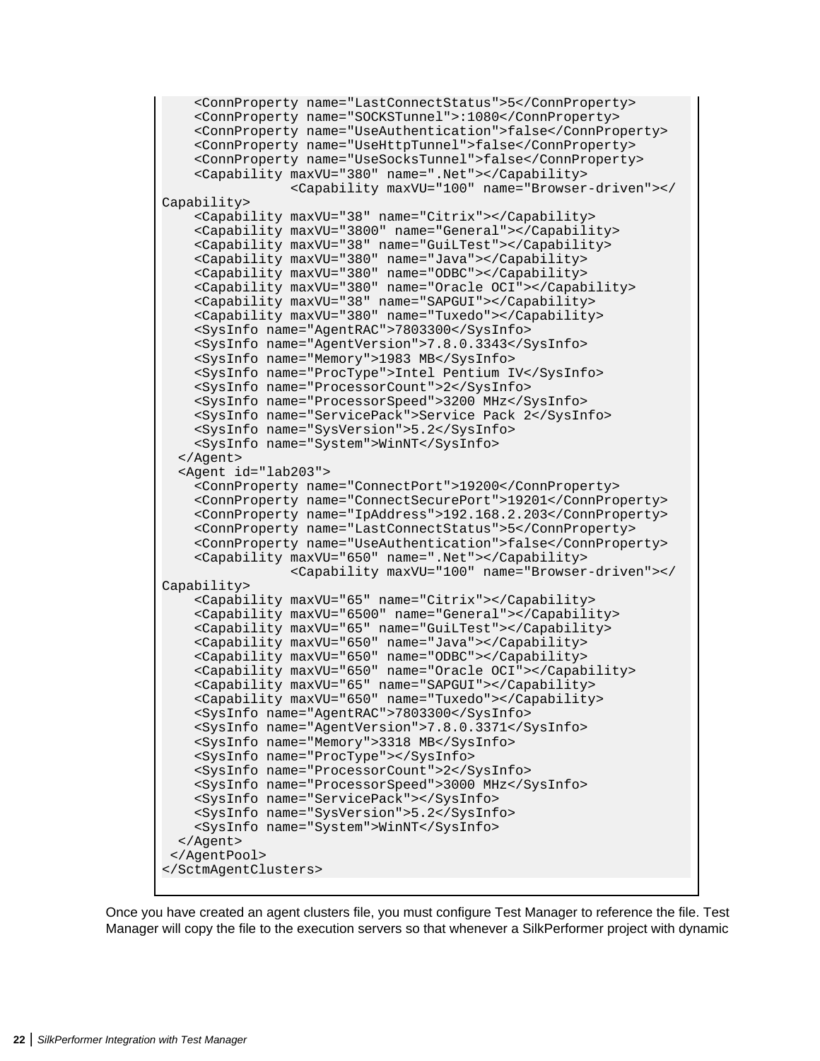```
    <ConnProperty name="LastConnectStatus">5</ConnProperty>
    <ConnProperty name="SOCKSTunnel">:1080</ConnProperty>
    <ConnProperty name="UseAuthentication">false</ConnProperty>
    <ConnProperty name="UseHttpTunnel">false</ConnProperty>
    <ConnProperty name="UseSocksTunnel">false</ConnProperty>
    <Capability maxVU="380" name=".Net"></Capability>
                <Capability maxVU="100" name="Browser-driven"></
Capability>
    <Capability maxVU="38" name="Citrix"></Capability>
    <Capability maxVU="3800" name="General"></Capability>
    <Capability maxVU="38" name="GuiLTest"></Capability>
    <Capability maxVU="380" name="Java"></Capability>
    <Capability maxVU="380" name="ODBC"></Capability>
    <Capability maxVU="380" name="Oracle OCI"></Capability>
    <Capability maxVU="38" name="SAPGUI"></Capability>
    <Capability maxVU="380" name="Tuxedo"></Capability>
    <SysInfo name="AgentRAC">7803300</SysInfo>
    <SysInfo name="AgentVersion">7.8.0.3343</SysInfo>
    <SysInfo name="Memory">1983 MB</SysInfo>
    <SysInfo name="ProcType">Intel Pentium IV</SysInfo>
    <SysInfo name="ProcessorCount">2</SysInfo>
    <SysInfo name="ProcessorSpeed">3200 MHz</SysInfo>
    <SysInfo name="ServicePack">Service Pack 2</SysInfo>
    <SysInfo name="SysVersion">5.2</SysInfo>
    <SysInfo name="System">WinNT</SysInfo>
  </Agent>
  <Agent id="lab203">
    <ConnProperty name="ConnectPort">19200</ConnProperty>
    <ConnProperty name="ConnectSecurePort">19201</ConnProperty>
    <ConnProperty name="IpAddress">192.168.2.203</ConnProperty>
    <ConnProperty name="LastConnectStatus">5</ConnProperty>
    <ConnProperty name="UseAuthentication">false</ConnProperty>
    <Capability maxVU="650" name=".Net"></Capability>
                <Capability maxVU="100" name="Browser-driven"></
Capability>
    <Capability maxVU="65" name="Citrix"></Capability>
    <Capability maxVU="6500" name="General"></Capability>
    <Capability maxVU="65" name="GuiLTest"></Capability>
    <Capability maxVU="650" name="Java"></Capability>
    <Capability maxVU="650" name="ODBC"></Capability>
    <Capability maxVU="650" name="Oracle OCI"></Capability>
    <Capability maxVU="65" name="SAPGUI"></Capability>
    <Capability maxVU="650" name="Tuxedo"></Capability>
    <SysInfo name="AgentRAC">7803300</SysInfo>
    <SysInfo name="AgentVersion">7.8.0.3371</SysInfo>
    <SysInfo name="Memory">3318 MB</SysInfo>
    <SysInfo name="ProcType"></SysInfo>
    <SysInfo name="ProcessorCount">2</SysInfo>
    <SysInfo name="ProcessorSpeed">3000 MHz</SysInfo>
    <SysInfo name="ServicePack"></SysInfo>
    <SysInfo name="SysVersion">5.2</SysInfo>
    <SysInfo name="System">WinNT</SysInfo>
  </Agent>
 </AgentPool>
</SctmAgentClusters>
```

Once you have created an agent clusters file, you must configure Test Manager to reference the file. Test Manager will copy the file to the execution servers so that whenever a SilkPerformer project with dynamic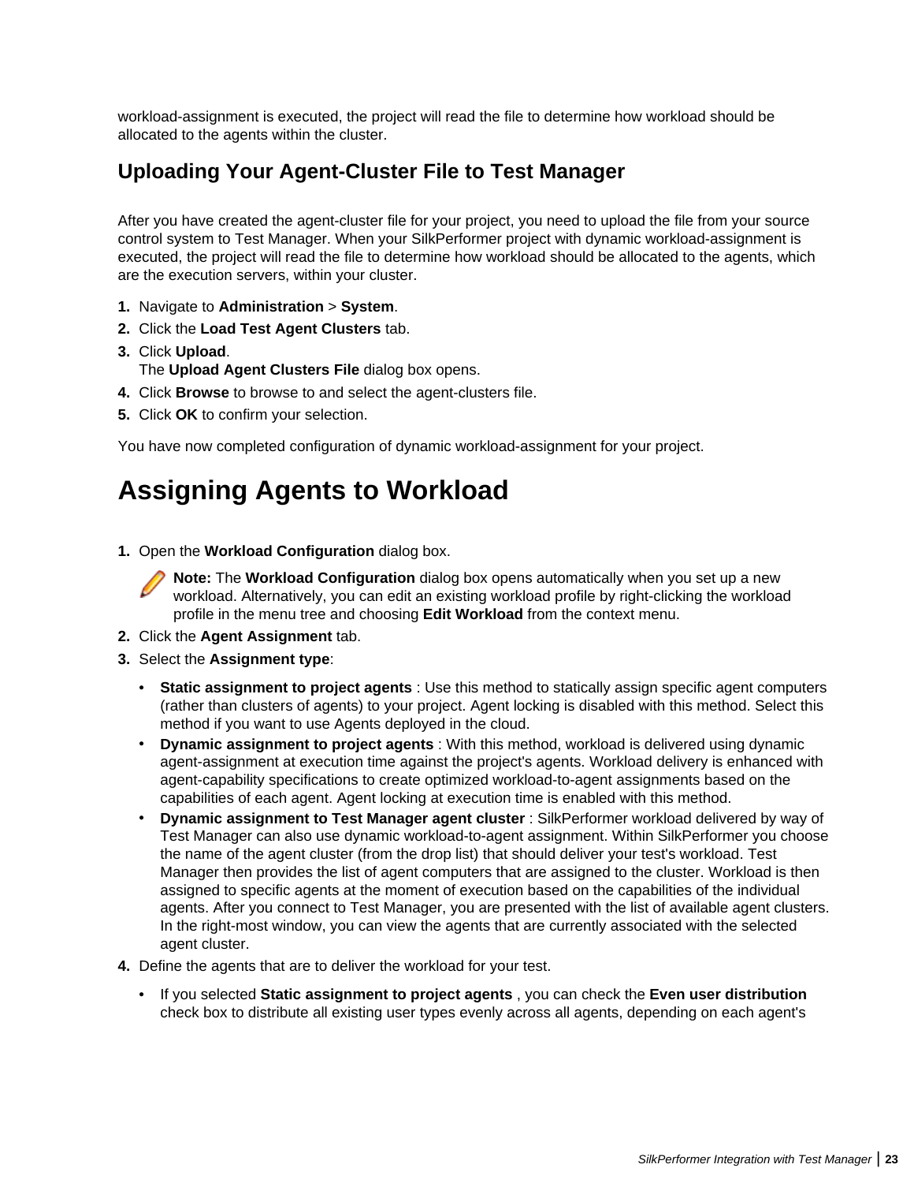workload-assignment is executed, the project will read the file to determine how workload should be allocated to the agents within the cluster.

### Uploading Your Agent-Cluster File to Test Manager

After you have created the agent-cluster file for your project, you need to upload the file from your source control system to Test Manager. When your SilkPerformer project with dynamic workload-assignment is executed, the project will read the file to determine how workload should be allocated to the agents, which are the execution servers, within your cluster.

1. Navigate to **Administration** > **System**.
2. Click the **Load Test Agent Clusters** tab.
3. Click **Upload**.
   The **Upload Agent Clusters File** dialog box opens.
4. Click **Browse** to browse to and select the agent-clusters file.
5. Click **OK** to confirm your selection.

You have now completed configuration of dynamic workload-assignment for your project.

## Assigning Agents to Workload

1. Open the **Workload Configuration** dialog box.

   **Note:** The **Workload Configuration** dialog box opens automatically when you set up a new workload. Alternatively, you can edit an existing workload profile by right-clicking the workload profile in the menu tree and choosing **Edit Workload** from the context menu.
2. Click the **Agent Assignment** tab.
3. Select the **Assignment type**:
   - **Static assignment to project agents** : Use this method to statically assign specific agent computers (rather than clusters of agents) to your project. Agent locking is disabled with this method. Select this method if you want to use Agents deployed in the cloud.
   - **Dynamic assignment to project agents** : With this method, workload is delivered using dynamic agent-assignment at execution time against the project's agents. Workload delivery is enhanced with agent-capability specifications to create optimized workload-to-agent assignments based on the capabilities of each agent. Agent locking at execution time is enabled with this method.
   - **Dynamic assignment to Test Manager agent cluster** : SilkPerformer workload delivered by way of Test Manager can also use dynamic workload-to-agent assignment. Within SilkPerformer you choose the name of the agent cluster (from the drop list) that should deliver your test's workload. Test Manager then provides the list of agent computers that are assigned to the cluster. Workload is then assigned to specific agents at the moment of execution based on the capabilities of the individual agents. After you connect to Test Manager, you are presented with the list of available agent clusters. In the right-most window, you can view the agents that are currently associated with the selected agent cluster.
4. Define the agents that are to deliver the workload for your test.
   - If you selected **Static assignment to project agents** , you can check the **Even user distribution** check box to distribute all existing user types evenly across all agents, depending on each agent's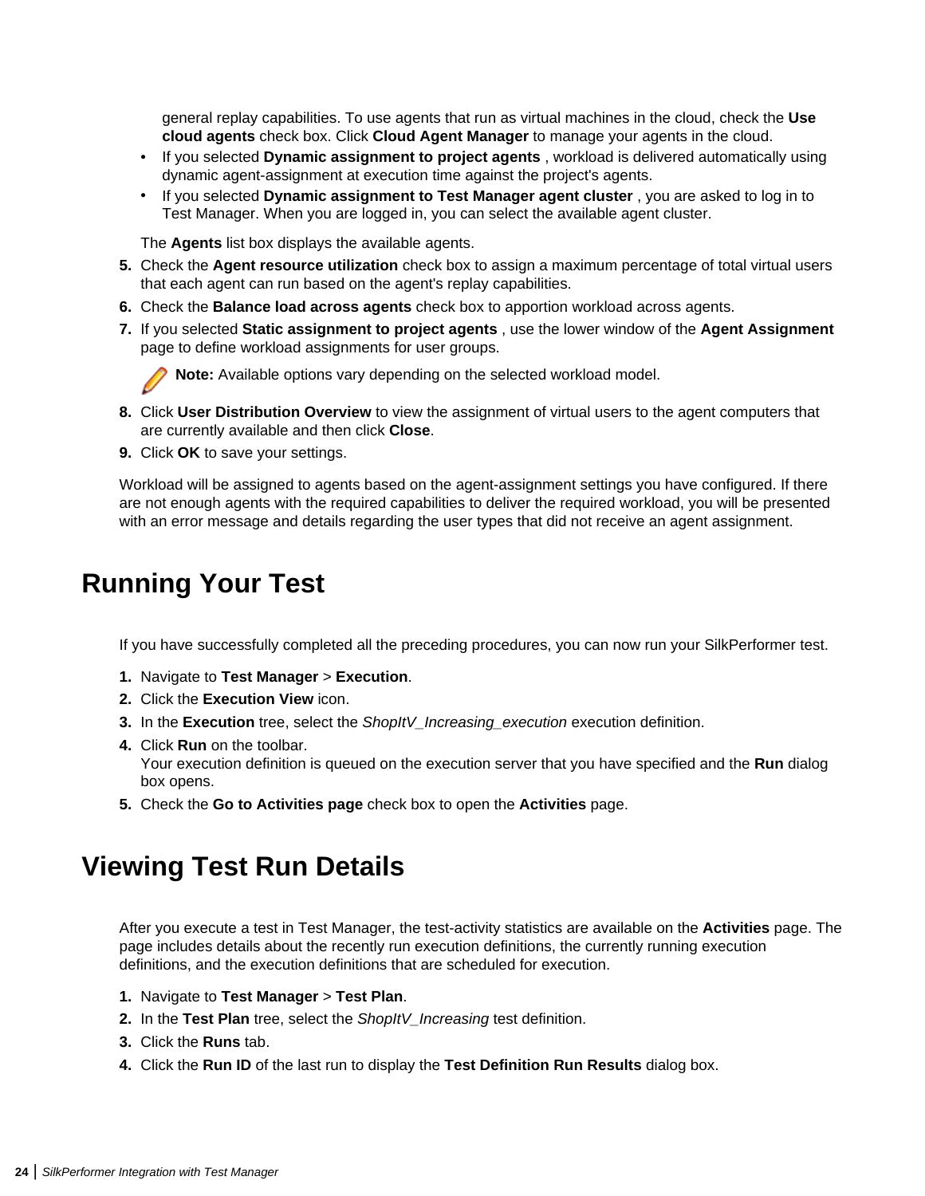general replay capabilities. To use agents that run as virtual machines in the cloud, check the **Use cloud agents** check box. Click **Cloud Agent Manager** to manage your agents in the cloud.

- If you selected **Dynamic assignment to project agents** , workload is delivered automatically using dynamic agent-assignment at execution time against the project's agents.
- If you selected **Dynamic assignment to Test Manager agent cluster** , you are asked to log in to Test Manager. When you are logged in, you can select the available agent cluster.

The **Agents** list box displays the available agents.

5. Check the **Agent resource utilization** check box to assign a maximum percentage of total virtual users that each agent can run based on the agent's replay capabilities.
6. Check the **Balance load across agents** check box to apportion workload across agents.
7. If you selected **Static assignment to project agents** , use the lower window of the **Agent Assignment** page to define workload assignments for user groups.

   **Note:** Available options vary depending on the selected workload model.
8. Click **User Distribution Overview** to view the assignment of virtual users to the agent computers that are currently available and then click **Close**.
9. Click **OK** to save your settings.

Workload will be assigned to agents based on the agent-assignment settings you have configured. If there are not enough agents with the required capabilities to deliver the required workload, you will be presented with an error message and details regarding the user types that did not receive an agent assignment.

# Running Your Test

If you have successfully completed all the preceding procedures, you can now run your SilkPerformer test.

1. Navigate to **Test Manager** > **Execution**.
2. Click the **Execution View** icon.
3. In the **Execution** tree, select the *ShopItV_Increasing_execution* execution definition.
4. Click **Run** on the toolbar.
   Your execution definition is queued on the execution server that you have specified and the **Run** dialog box opens.
5. Check the **Go to Activities page** check box to open the **Activities** page.

# Viewing Test Run Details

After you execute a test in Test Manager, the test-activity statistics are available on the **Activities** page. The page includes details about the recently run execution definitions, the currently running execution definitions, and the execution definitions that are scheduled for execution.

1. Navigate to **Test Manager** > **Test Plan**.
2. In the **Test Plan** tree, select the *ShopItV_Increasing* test definition.
3. Click the **Runs** tab.
4. Click the **Run ID** of the last run to display the **Test Definition Run Results** dialog box.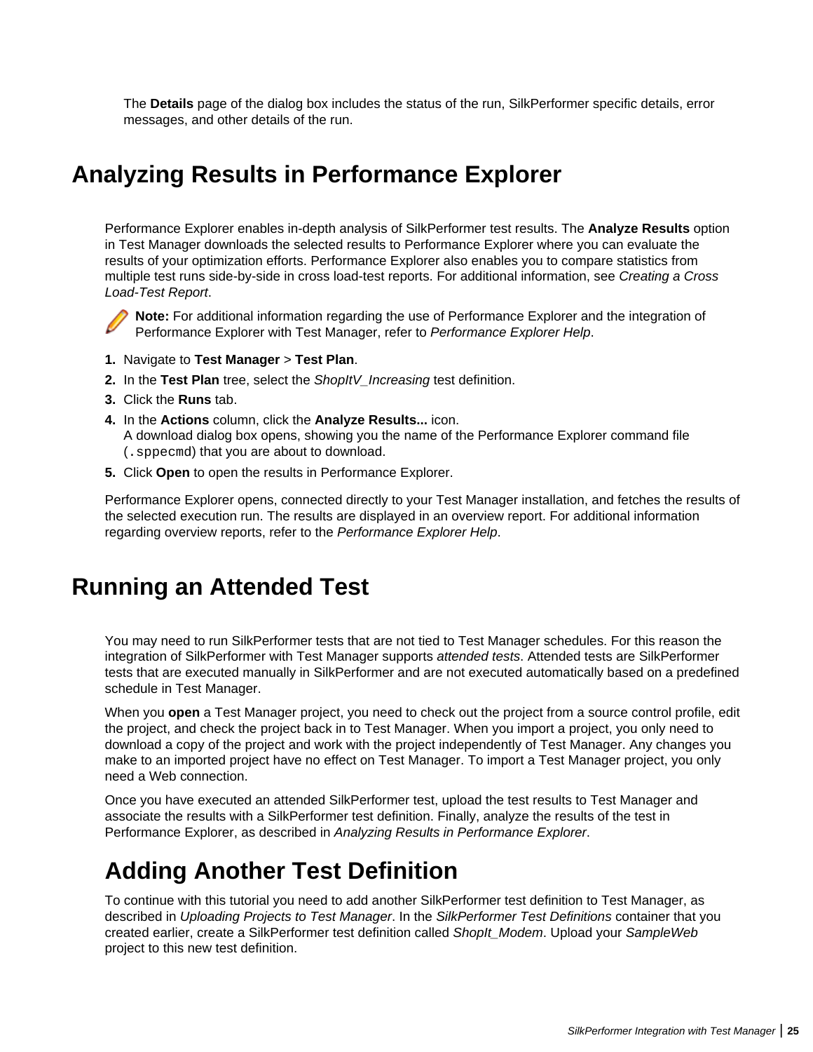The **Details** page of the dialog box includes the status of the run, SilkPerformer specific details, error messages, and other details of the run.

# Analyzing Results in Performance Explorer

Performance Explorer enables in-depth analysis of SilkPerformer test results. The **Analyze Results** option in Test Manager downloads the selected results to Performance Explorer where you can evaluate the results of your optimization efforts. Performance Explorer also enables you to compare statistics from multiple test runs side-by-side in cross load-test reports. For additional information, see *Creating a Cross Load-Test Report*.

**Note:** For additional information regarding the use of Performance Explorer and the integration of Performance Explorer with Test Manager, refer to *Performance Explorer Help*.

1. Navigate to **Test Manager** > **Test Plan**.
2. In the **Test Plan** tree, select the *ShopItV_Increasing* test definition.
3. Click the **Runs** tab.
4. In the **Actions** column, click the **Analyze Results...** icon.
   A download dialog box opens, showing you the name of the Performance Explorer command file (`.sppecmd`) that you are about to download.
5. Click **Open** to open the results in Performance Explorer.

Performance Explorer opens, connected directly to your Test Manager installation, and fetches the results of the selected execution run. The results are displayed in an overview report. For additional information regarding overview reports, refer to the *Performance Explorer Help*.

# Running an Attended Test

You may need to run SilkPerformer tests that are not tied to Test Manager schedules. For this reason the integration of SilkPerformer with Test Manager supports *attended tests*. Attended tests are SilkPerformer tests that are executed manually in SilkPerformer and are not executed automatically based on a predefined schedule in Test Manager.

When you **open** a Test Manager project, you need to check out the project from a source control profile, edit the project, and check the project back in to Test Manager. When you import a project, you only need to download a copy of the project and work with the project independently of Test Manager. Any changes you make to an imported project have no effect on Test Manager. To import a Test Manager project, you only need a Web connection.

Once you have executed an attended SilkPerformer test, upload the test results to Test Manager and associate the results with a SilkPerformer test definition. Finally, analyze the results of the test in Performance Explorer, as described in *Analyzing Results in Performance Explorer*.

## Adding Another Test Definition

To continue with this tutorial you need to add another SilkPerformer test definition to Test Manager, as described in *Uploading Projects to Test Manager*. In the *SilkPerformer Test Definitions* container that you created earlier, create a SilkPerformer test definition called *ShopIt_Modem*. Upload your *SampleWeb* project to this new test definition.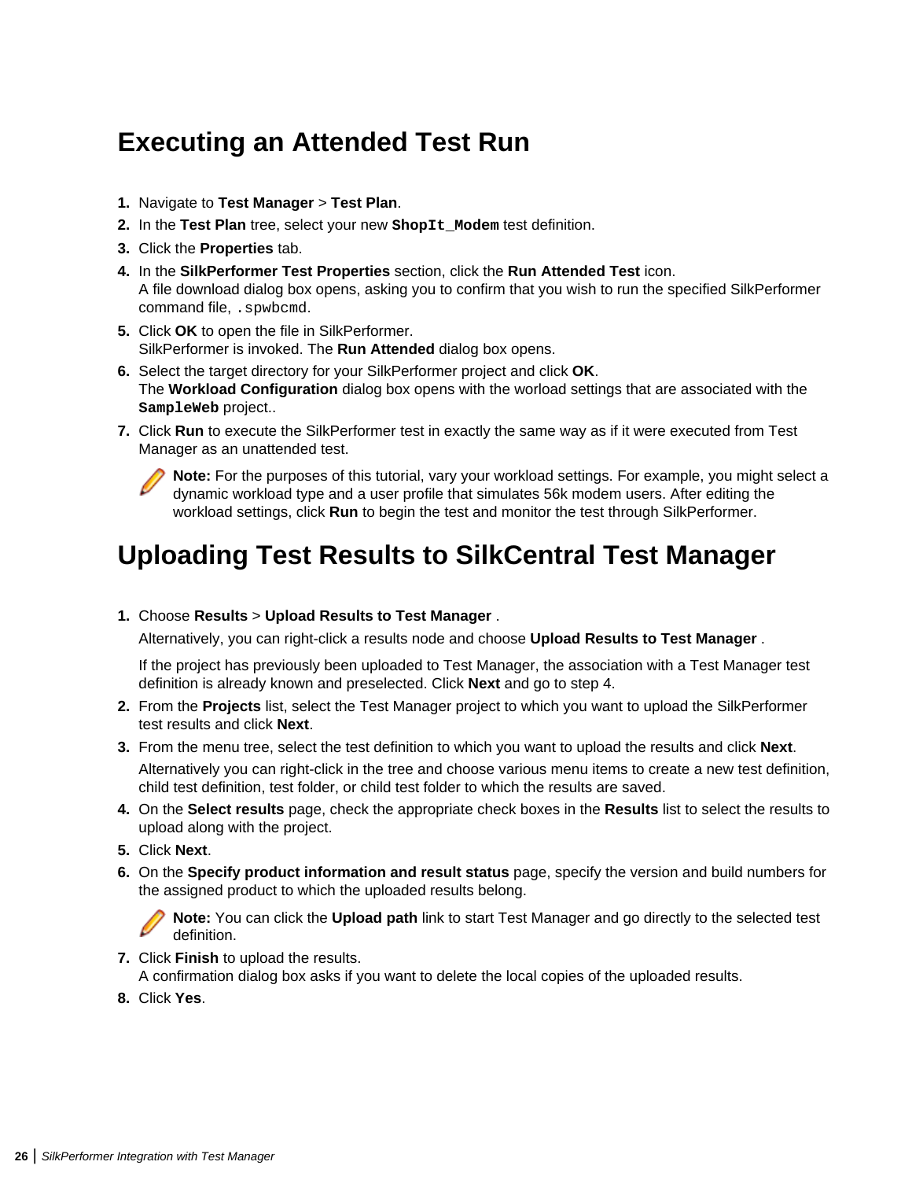# Executing an Attended Test Run

1. Navigate to **Test Manager** > **Test Plan**.
2. In the **Test Plan** tree, select your new `ShopIt_Modem` test definition.
3. Click the **Properties** tab.
4. In the **SilkPerformer Test Properties** section, click the **Run Attended Test** icon.
   A file download dialog box opens, asking you to confirm that you wish to run the specified SilkPerformer command file, `.spwbcmd`.
5. Click **OK** to open the file in SilkPerformer.
   SilkPerformer is invoked. The **Run Attended** dialog box opens.
6. Select the target directory for your SilkPerformer project and click **OK**.
   The **Workload Configuration** dialog box opens with the worload settings that are associated with the `SampleWeb` project..
7. Click **Run** to execute the SilkPerformer test in exactly the same way as if it were executed from Test Manager as an unattended test.

   **Note:** For the purposes of this tutorial, vary your workload settings. For example, you might select a dynamic workload type and a user profile that simulates 56k modem users. After editing the workload settings, click **Run** to begin the test and monitor the test through SilkPerformer.

# Uploading Test Results to SilkCentral Test Manager

1. Choose **Results** > **Upload Results to Test Manager** .

   Alternatively, you can right-click a results node and choose **Upload Results to Test Manager** .

   If the project has previously been uploaded to Test Manager, the association with a Test Manager test definition is already known and preselected. Click **Next** and go to step 4.
2. From the **Projects** list, select the Test Manager project to which you want to upload the SilkPerformer test results and click **Next**.
3. From the menu tree, select the test definition to which you want to upload the results and click **Next**.

   Alternatively you can right-click in the tree and choose various menu items to create a new test definition, child test definition, test folder, or child test folder to which the results are saved.
4. On the **Select results** page, check the appropriate check boxes in the **Results** list to select the results to upload along with the project.
5. Click **Next**.
6. On the **Specify product information and result status** page, specify the version and build numbers for the assigned product to which the uploaded results belong.

   **Note:** You can click the **Upload path** link to start Test Manager and go directly to the selected test definition.
7. Click **Finish** to upload the results.
   A confirmation dialog box asks if you want to delete the local copies of the uploaded results.
8. Click **Yes**.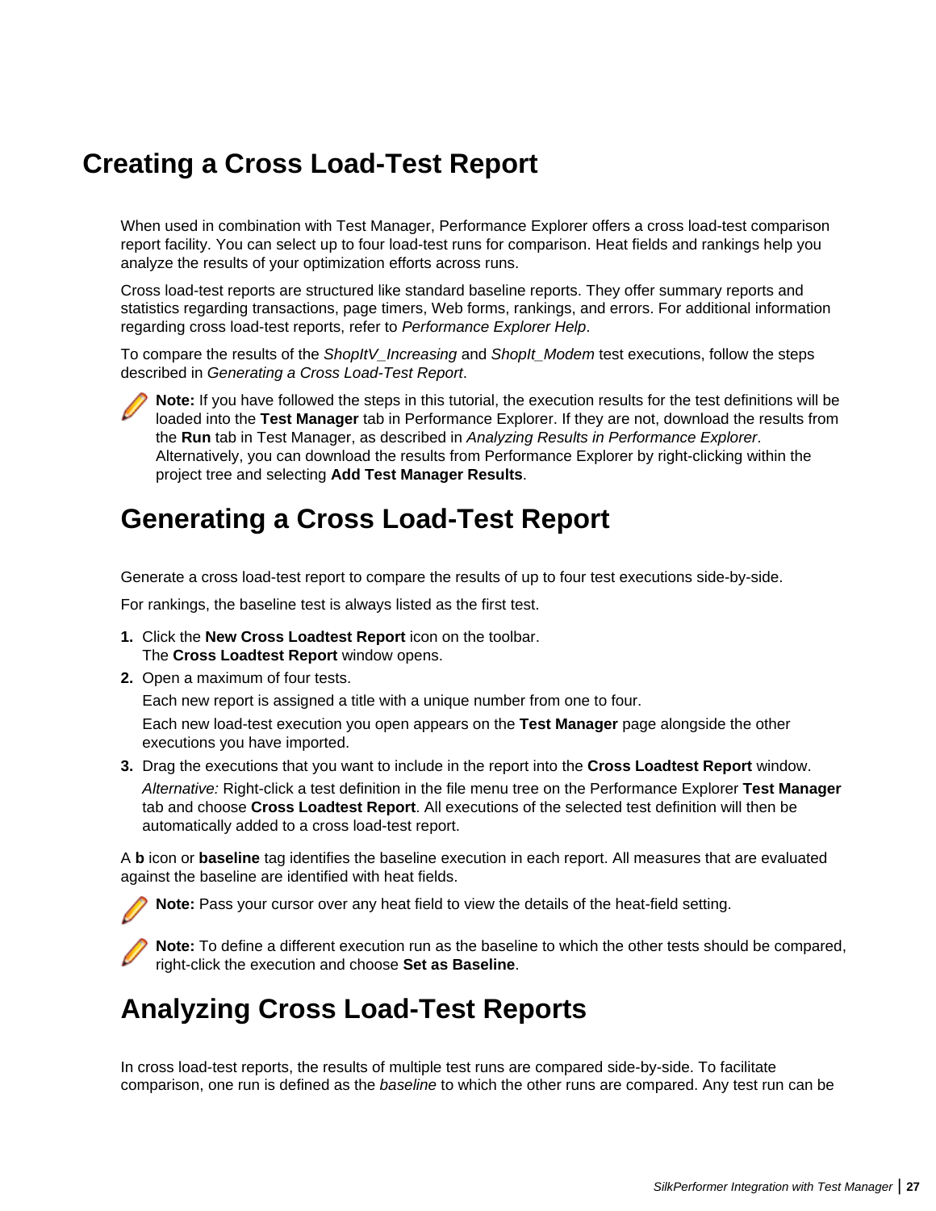# Creating a Cross Load-Test Report

When used in combination with Test Manager, Performance Explorer offers a cross load-test comparison report facility. You can select up to four load-test runs for comparison. Heat fields and rankings help you analyze the results of your optimization efforts across runs.

Cross load-test reports are structured like standard baseline reports. They offer summary reports and statistics regarding transactions, page timers, Web forms, rankings, and errors. For additional information regarding cross load-test reports, refer to *Performance Explorer Help*.

To compare the results of the *ShopItV_Increasing* and *ShopIt_Modem* test executions, follow the steps described in *Generating a Cross Load-Test Report*.

**Note:** If you have followed the steps in this tutorial, the execution results for the test definitions will be loaded into the **Test Manager** tab in Performance Explorer. If they are not, download the results from the **Run** tab in Test Manager, as described in *Analyzing Results in Performance Explorer*. Alternatively, you can download the results from Performance Explorer by right-clicking within the project tree and selecting **Add Test Manager Results**.

## Generating a Cross Load-Test Report

Generate a cross load-test report to compare the results of up to four test executions side-by-side.

For rankings, the baseline test is always listed as the first test.

1. Click the **New Cross Loadtest Report** icon on the toolbar.
   The **Cross Loadtest Report** window opens.
2. Open a maximum of four tests.

   Each new report is assigned a title with a unique number from one to four.

   Each new load-test execution you open appears on the **Test Manager** page alongside the other executions you have imported.
3. Drag the executions that you want to include in the report into the **Cross Loadtest Report** window.

   *Alternative:* Right-click a test definition in the file menu tree on the Performance Explorer **Test Manager** tab and choose **Cross Loadtest Report**. All executions of the selected test definition will then be automatically added to a cross load-test report.

A **b** icon or **baseline** tag identifies the baseline execution in each report. All measures that are evaluated against the baseline are identified with heat fields.

**Note:** Pass your cursor over any heat field to view the details of the heat-field setting.

**Note:** To define a different execution run as the baseline to which the other tests should be compared, right-click the execution and choose **Set as Baseline**.

## Analyzing Cross Load-Test Reports

In cross load-test reports, the results of multiple test runs are compared side-by-side. To facilitate comparison, one run is defined as the *baseline* to which the other runs are compared. Any test run can be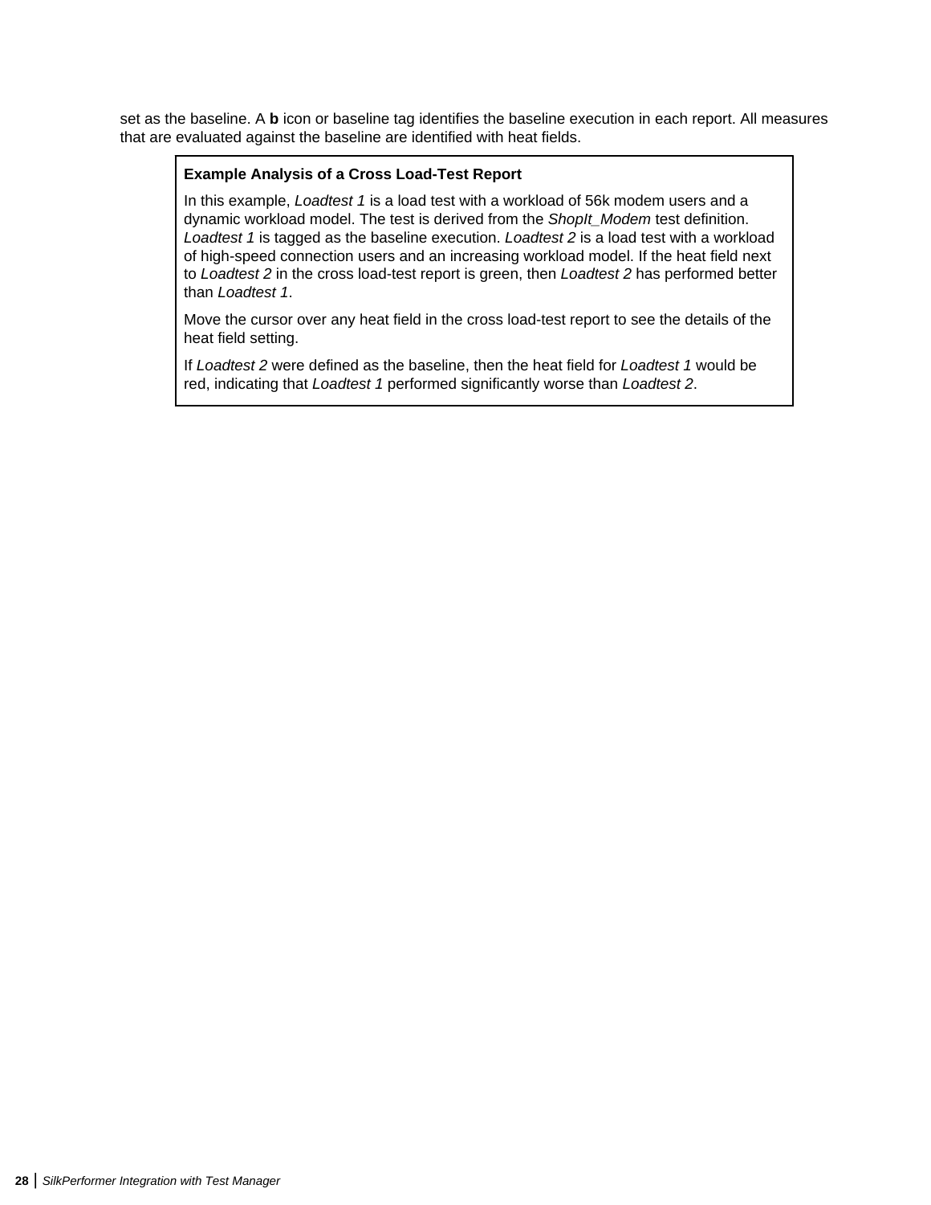set as the baseline. A **b** icon or baseline tag identifies the baseline execution in each report. All measures that are evaluated against the baseline are identified with heat fields.

> **Example Analysis of a Cross Load-Test Report**
>
> In this example, *Loadtest 1* is a load test with a workload of 56k modem users and a dynamic workload model. The test is derived from the *ShopIt_Modem* test definition. *Loadtest 1* is tagged as the baseline execution. *Loadtest 2* is a load test with a workload of high-speed connection users and an increasing workload model. If the heat field next to *Loadtest 2* in the cross load-test report is green, then *Loadtest 2* has performed better than *Loadtest 1*.
>
> Move the cursor over any heat field in the cross load-test report to see the details of the heat field setting.
>
> If *Loadtest 2* were defined as the baseline, then the heat field for *Loadtest 1* would be red, indicating that *Loadtest 1* performed significantly worse than *Loadtest 2*.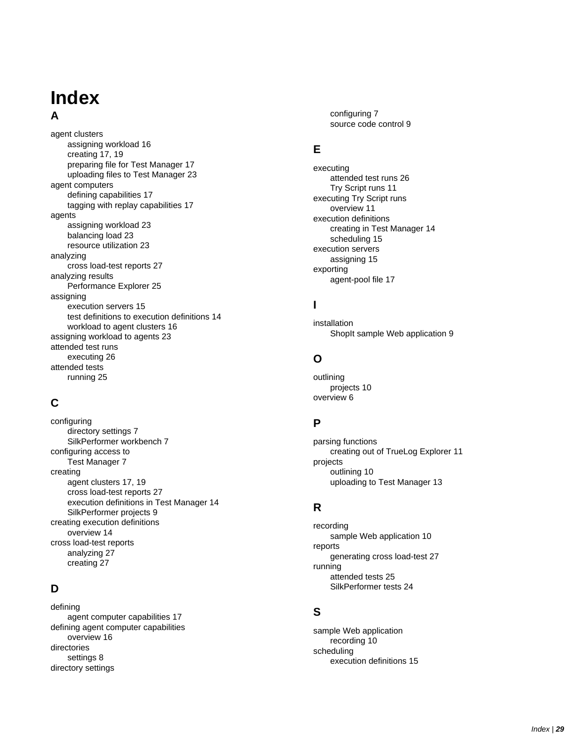# Index

## A

agent clusters
- assigning workload 16
- creating 17, 19
- preparing file for Test Manager 17
- uploading files to Test Manager 23

agent computers
- defining capabilities 17
- tagging with replay capabilities 17

agents
- assigning workload 23
- balancing load 23
- resource utilization 23

analyzing
- cross load-test reports 27

analyzing results
- Performance Explorer 25

assigning
- execution servers 15
- test definitions to execution definitions 14
- workload to agent clusters 16

assigning workload to agents 23

attended test runs
- executing 26

attended tests
- running 25

## C

configuring
- directory settings 7
- SilkPerformer workbench 7

configuring access to
- Test Manager 7

creating
- agent clusters 17, 19
- cross load-test reports 27
- execution definitions in Test Manager 14
- SilkPerformer projects 9

creating execution definitions
- overview 14

cross load-test reports
- analyzing 27
- creating 27

## D

defining
- agent computer capabilities 17

defining agent computer capabilities
- overview 16

directories
- settings 8

directory settings
- configuring 7
- source code control 9

## E

executing
- attended test runs 26
- Try Script runs 11

executing Try Script runs
- overview 11

execution definitions
- creating in Test Manager 14
- scheduling 15

execution servers
- assigning 15

exporting
- agent-pool file 17

## I

installation
- ShopIt sample Web application 9

## O

outlining
- projects 10

overview 6

## P

parsing functions
- creating out of TrueLog Explorer 11

projects
- outlining 10
- uploading to Test Manager 13

## R

recording
- sample Web application 10

reports
- generating cross load-test 27

running
- attended tests 25
- SilkPerformer tests 24

## S

sample Web application
- recording 10

scheduling
- execution definitions 15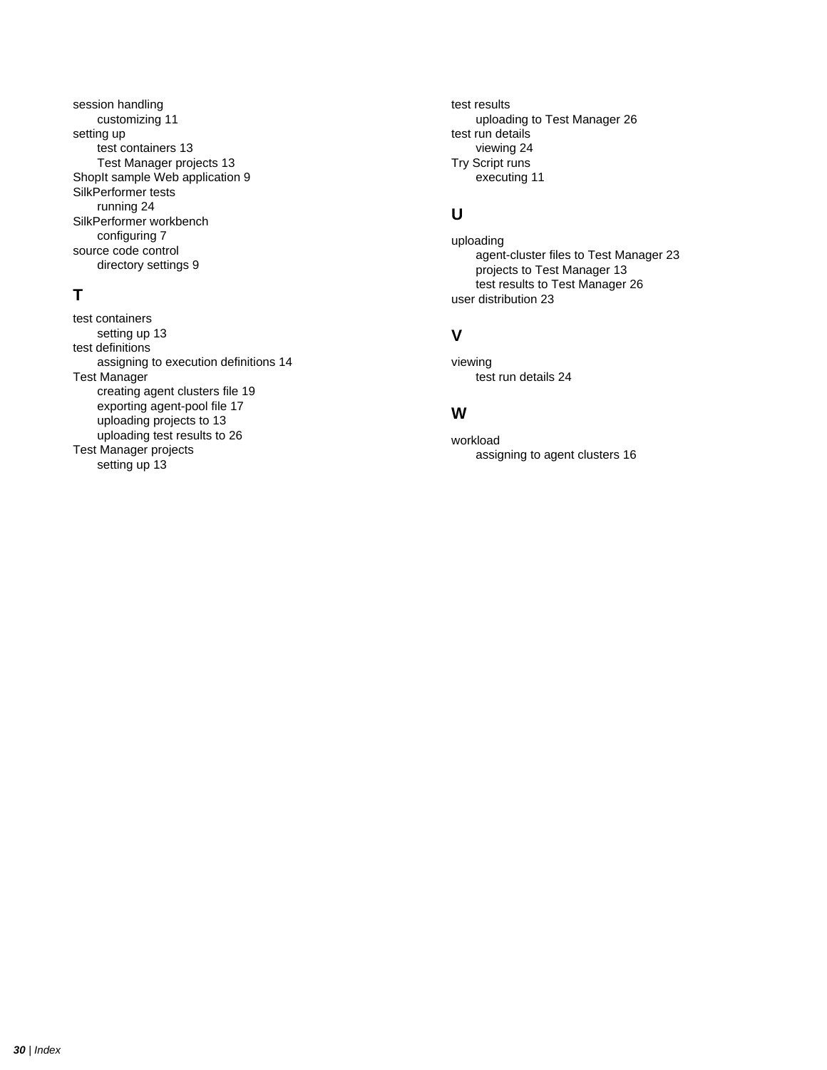session handling
- customizing 11

setting up
- test containers 13
- Test Manager projects 13

ShopIt sample Web application 9

SilkPerformer tests
- running 24

SilkPerformer workbench
- configuring 7

source code control
- directory settings 9

## T

test containers
- setting up 13

test definitions
- assigning to execution definitions 14

Test Manager
- creating agent clusters file 19
- exporting agent-pool file 17
- uploading projects to 13
- uploading test results to 26

Test Manager projects
- setting up 13

test results
- uploading to Test Manager 26

test run details
- viewing 24

Try Script runs
- executing 11

## U

uploading
- agent-cluster files to Test Manager 23
- projects to Test Manager 13
- test results to Test Manager 26

user distribution 23

## V

viewing
- test run details 24

## W

workload
- assigning to agent clusters 16